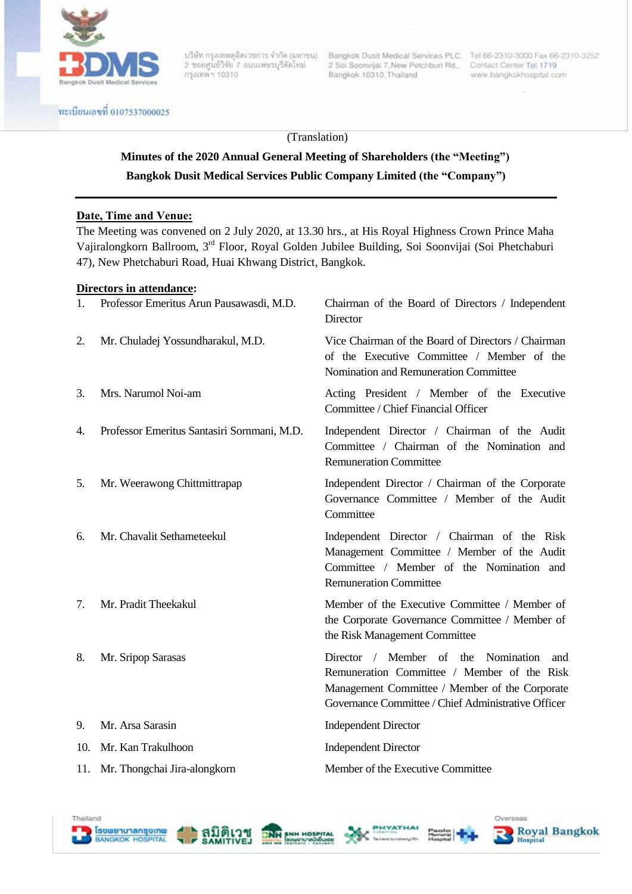(Translation)

**Minutes of the 2020 Annual General Meeting of Shareholders (the "Meeting")**

**Bangkok Dusit Medical Services Public Company Limited (the "Company")**

---

**Date, Time and Venue:**

The Meeting was convened on 2 July 2020, at 13.30 hrs., at His Royal Highness Crown Prince Maha Vajiralongkorn Ballroom, 3rd Floor, Royal Golden Jubilee Building, Soi Soonvijai (Soi Phetchaburi 47), New Phetchaburi Road, Huai Khwang District, Bangkok.

**Directors in attendance:**

1. Professor Emeritus Arun Pausawasdi, M.D. — Chairman of the Board of Directors / Independent Director
2. Mr. Chuladej Yossundharakul, M.D. — Vice Chairman of the Board of Directors / Chairman of the Executive Committee / Member of the Nomination and Remuneration Committee
3. Mrs. Narumol Noi-am — Acting President / Member of the Executive Committee / Chief Financial Officer
4. Professor Emeritus Santasiri Sornmani, M.D. — Independent Director / Chairman of the Audit Committee / Chairman of the Nomination and Remuneration Committee
5. Mr. Weerawong Chittmittrapap — Independent Director / Chairman of the Corporate Governance Committee / Member of the Audit Committee
6. Mr. Chavalit Sethameteekul — Independent Director / Chairman of the Risk Management Committee / Member of the Audit Committee / Member of the Nomination and Remuneration Committee
7. Mr. Pradit Theekakul — Member of the Executive Committee / Member of the Corporate Governance Committee / Member of the Risk Management Committee
8. Mr. Sripop Sarasas — Director / Member of the Nomination and Remuneration Committee / Member of the Risk Management Committee / Member of the Corporate Governance Committee / Chief Administrative Officer
9. Mr. Arsa Sarasin — Independent Director
10. Mr. Kan Trakulhoon — Independent Director
11. Mr. Thongchai Jira-alongkorn — Member of the Executive Committee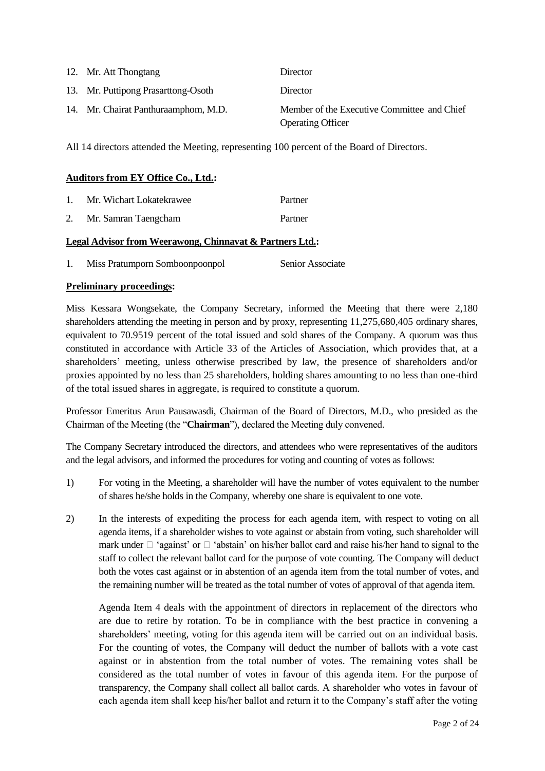| | | |
|---|---|---|
| 12. | Mr. Att Thongtang | Director |
| 13. | Mr. Puttipong Prasarttong-Osoth | Director |
| 14. | Mr. Chairat Panthuraamphom, M.D. | Member of the Executive Committee and Chief Operating Officer |

All 14 directors attended the Meeting, representing 100 percent of the Board of Directors.

**Auditors from EY Office Co., Ltd.:**

| | | |
|---|---|---|
| 1. | Mr. Wichart Lokatekrawee | Partner |
| 2. | Mr. Samran Taengcham | Partner |

**Legal Advisor from Weerawong, Chinnavat & Partners Ltd.:**

| | | |
|---|---|---|
| 1. | Miss Pratumporn Somboonpoonpol | Senior Associate |

**Preliminary proceedings:**

Miss Kessara Wongsekate, the Company Secretary, informed the Meeting that there were 2,180 shareholders attending the meeting in person and by proxy, representing 11,275,680,405 ordinary shares, equivalent to 70.9519 percent of the total issued and sold shares of the Company. A quorum was thus constituted in accordance with Article 33 of the Articles of Association, which provides that, at a shareholders' meeting, unless otherwise prescribed by law, the presence of shareholders and/or proxies appointed by no less than 25 shareholders, holding shares amounting to no less than one-third of the total issued shares in aggregate, is required to constitute a quorum.

Professor Emeritus Arun Pausawasdi, Chairman of the Board of Directors, M.D., who presided as the Chairman of the Meeting (the "**Chairman**"), declared the Meeting duly convened.

The Company Secretary introduced the directors, and attendees who were representatives of the auditors and the legal advisors, and informed the procedures for voting and counting of votes as follows:

1) For voting in the Meeting, a shareholder will have the number of votes equivalent to the number of shares he/she holds in the Company, whereby one share is equivalent to one vote.

2) In the interests of expediting the process for each agenda item, with respect to voting on all agenda items, if a shareholder wishes to vote against or abstain from voting, such shareholder will mark under □ 'against' or □ 'abstain' on his/her ballot card and raise his/her hand to signal to the staff to collect the relevant ballot card for the purpose of vote counting. The Company will deduct both the votes cast against or in abstention of an agenda item from the total number of votes, and the remaining number will be treated as the total number of votes of approval of that agenda item.

   Agenda Item 4 deals with the appointment of directors in replacement of the directors who are due to retire by rotation. To be in compliance with the best practice in convening a shareholders' meeting, voting for this agenda item will be carried out on an individual basis. For the counting of votes, the Company will deduct the number of ballots with a vote cast against or in abstention from the total number of votes. The remaining votes shall be considered as the total number of votes in favour of this agenda item. For the purpose of transparency, the Company shall collect all ballot cards. A shareholder who votes in favour of each agenda item shall keep his/her ballot and return it to the Company's staff after the voting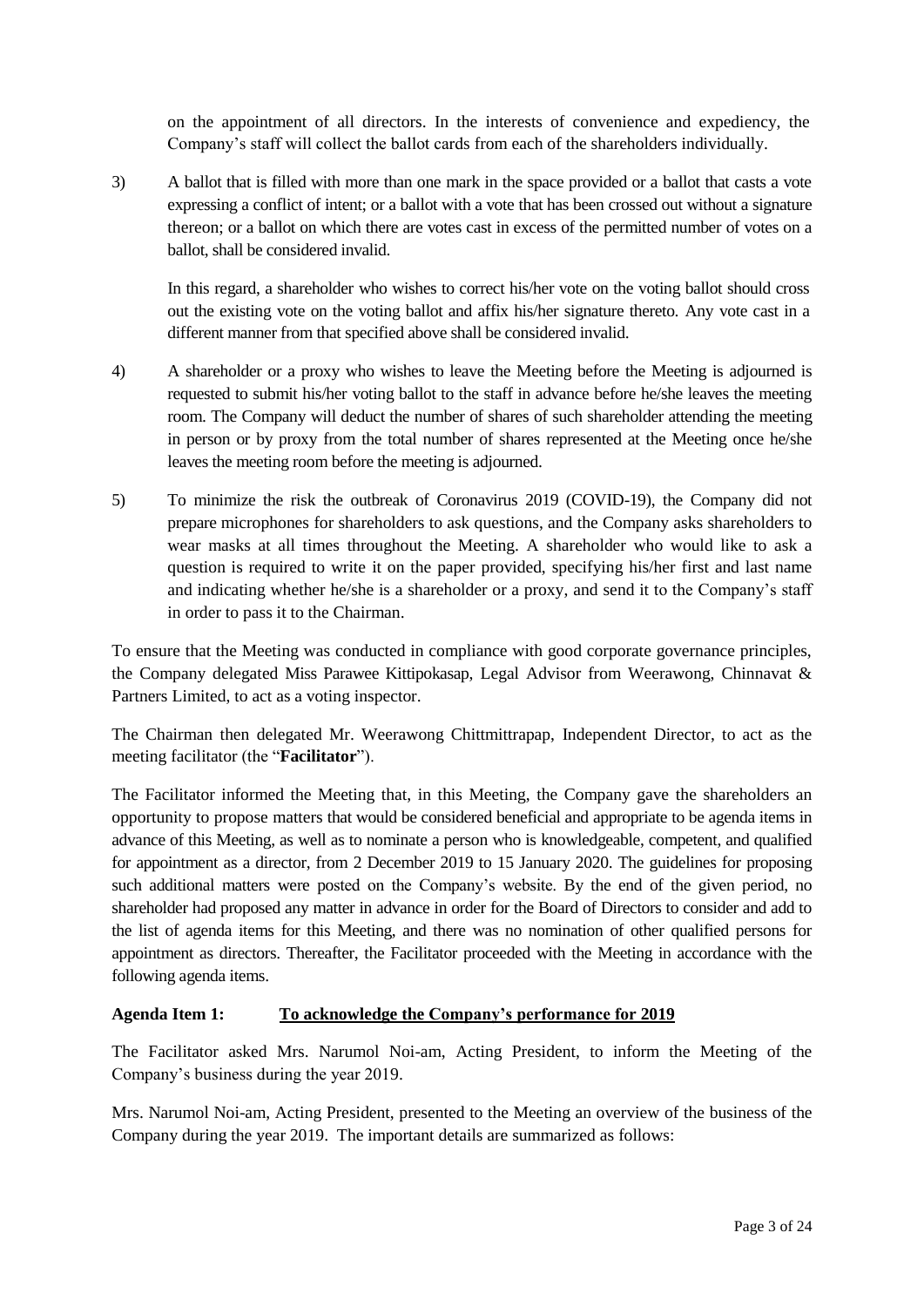on the appointment of all directors. In the interests of convenience and expediency, the Company's staff will collect the ballot cards from each of the shareholders individually.

3) A ballot that is filled with more than one mark in the space provided or a ballot that casts a vote expressing a conflict of intent; or a ballot with a vote that has been crossed out without a signature thereon; or a ballot on which there are votes cast in excess of the permitted number of votes on a ballot, shall be considered invalid.

   In this regard, a shareholder who wishes to correct his/her vote on the voting ballot should cross out the existing vote on the voting ballot and affix his/her signature thereto. Any vote cast in a different manner from that specified above shall be considered invalid.

4) A shareholder or a proxy who wishes to leave the Meeting before the Meeting is adjourned is requested to submit his/her voting ballot to the staff in advance before he/she leaves the meeting room. The Company will deduct the number of shares of such shareholder attending the meeting in person or by proxy from the total number of shares represented at the Meeting once he/she leaves the meeting room before the meeting is adjourned.

5) To minimize the risk the outbreak of Coronavirus 2019 (COVID-19), the Company did not prepare microphones for shareholders to ask questions, and the Company asks shareholders to wear masks at all times throughout the Meeting. A shareholder who would like to ask a question is required to write it on the paper provided, specifying his/her first and last name and indicating whether he/she is a shareholder or a proxy, and send it to the Company's staff in order to pass it to the Chairman.

To ensure that the Meeting was conducted in compliance with good corporate governance principles, the Company delegated Miss Parawee Kittipokasap, Legal Advisor from Weerawong, Chinnavat & Partners Limited, to act as a voting inspector.

The Chairman then delegated Mr. Weerawong Chittmittrapap, Independent Director, to act as the meeting facilitator (the "**Facilitator**").

The Facilitator informed the Meeting that, in this Meeting, the Company gave the shareholders an opportunity to propose matters that would be considered beneficial and appropriate to be agenda items in advance of this Meeting, as well as to nominate a person who is knowledgeable, competent, and qualified for appointment as a director, from 2 December 2019 to 15 January 2020. The guidelines for proposing such additional matters were posted on the Company's website. By the end of the given period, no shareholder had proposed any matter in advance in order for the Board of Directors to consider and add to the list of agenda items for this Meeting, and there was no nomination of other qualified persons for appointment as directors. Thereafter, the Facilitator proceeded with the Meeting in accordance with the following agenda items.

**Agenda Item 1:** **<u>To acknowledge the Company's performance for 2019</u>**

The Facilitator asked Mrs. Narumol Noi-am, Acting President, to inform the Meeting of the Company's business during the year 2019.

Mrs. Narumol Noi-am, Acting President, presented to the Meeting an overview of the business of the Company during the year 2019. The important details are summarized as follows: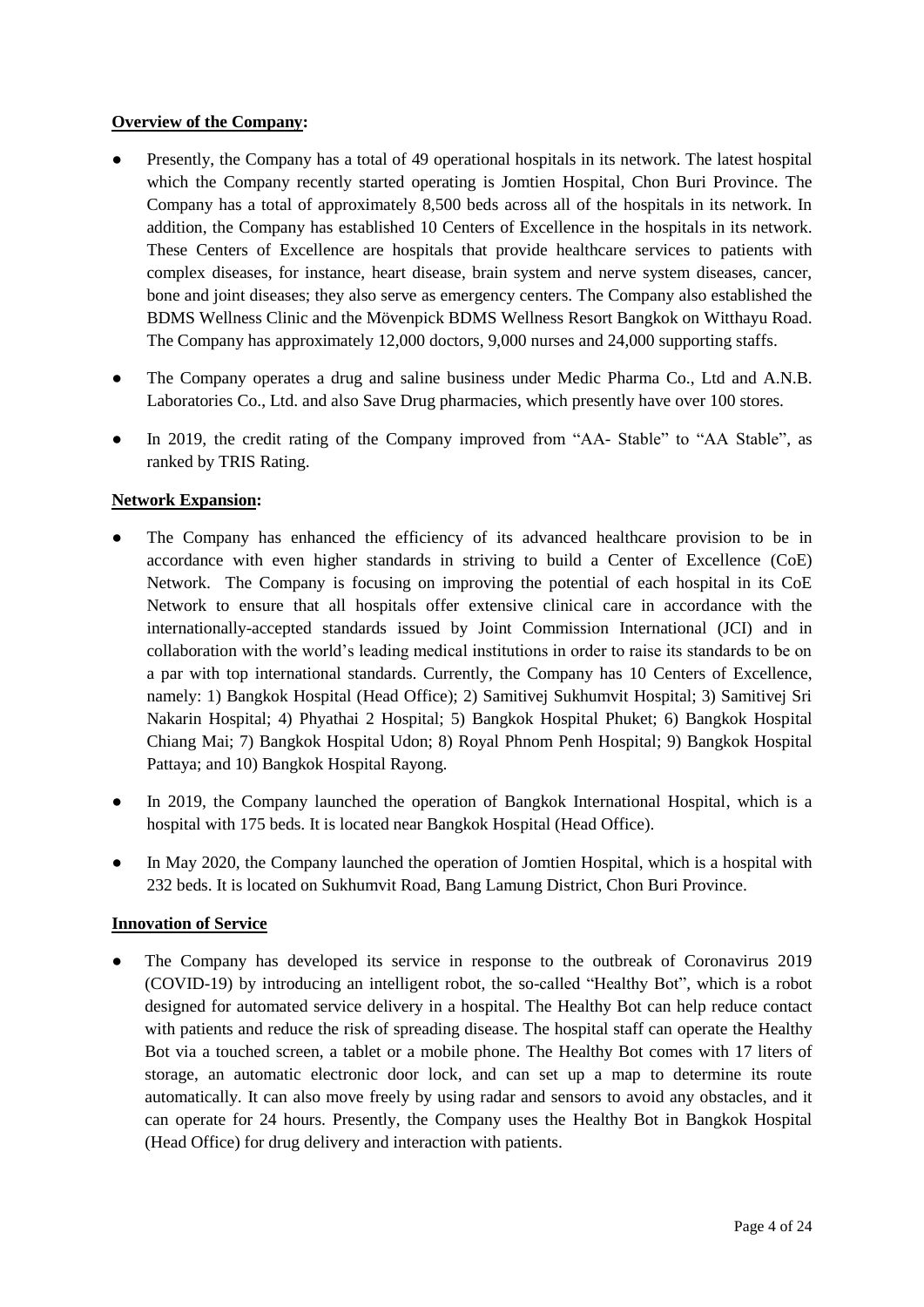**Overview of the Company:**

- Presently, the Company has a total of 49 operational hospitals in its network. The latest hospital which the Company recently started operating is Jomtien Hospital, Chon Buri Province. The Company has a total of approximately 8,500 beds across all of the hospitals in its network. In addition, the Company has established 10 Centers of Excellence in the hospitals in its network. These Centers of Excellence are hospitals that provide healthcare services to patients with complex diseases, for instance, heart disease, brain system and nerve system diseases, cancer, bone and joint diseases; they also serve as emergency centers. The Company also established the BDMS Wellness Clinic and the Mövenpick BDMS Wellness Resort Bangkok on Witthayu Road. The Company has approximately 12,000 doctors, 9,000 nurses and 24,000 supporting staffs.
- The Company operates a drug and saline business under Medic Pharma Co., Ltd and A.N.B. Laboratories Co., Ltd. and also Save Drug pharmacies, which presently have over 100 stores.
- In 2019, the credit rating of the Company improved from "AA- Stable" to "AA Stable", as ranked by TRIS Rating.

**Network Expansion:**

- The Company has enhanced the efficiency of its advanced healthcare provision to be in accordance with even higher standards in striving to build a Center of Excellence (CoE) Network. The Company is focusing on improving the potential of each hospital in its CoE Network to ensure that all hospitals offer extensive clinical care in accordance with the internationally-accepted standards issued by Joint Commission International (JCI) and in collaboration with the world's leading medical institutions in order to raise its standards to be on a par with top international standards. Currently, the Company has 10 Centers of Excellence, namely: 1) Bangkok Hospital (Head Office); 2) Samitivej Sukhumvit Hospital; 3) Samitivej Sri Nakarin Hospital; 4) Phyathai 2 Hospital; 5) Bangkok Hospital Phuket; 6) Bangkok Hospital Chiang Mai; 7) Bangkok Hospital Udon; 8) Royal Phnom Penh Hospital; 9) Bangkok Hospital Pattaya; and 10) Bangkok Hospital Rayong.
- In 2019, the Company launched the operation of Bangkok International Hospital, which is a hospital with 175 beds. It is located near Bangkok Hospital (Head Office).
- In May 2020, the Company launched the operation of Jomtien Hospital, which is a hospital with 232 beds. It is located on Sukhumvit Road, Bang Lamung District, Chon Buri Province.

**Innovation of Service**

- The Company has developed its service in response to the outbreak of Coronavirus 2019 (COVID-19) by introducing an intelligent robot, the so-called "Healthy Bot", which is a robot designed for automated service delivery in a hospital. The Healthy Bot can help reduce contact with patients and reduce the risk of spreading disease. The hospital staff can operate the Healthy Bot via a touched screen, a tablet or a mobile phone. The Healthy Bot comes with 17 liters of storage, an automatic electronic door lock, and can set up a map to determine its route automatically. It can also move freely by using radar and sensors to avoid any obstacles, and it can operate for 24 hours. Presently, the Company uses the Healthy Bot in Bangkok Hospital (Head Office) for drug delivery and interaction with patients.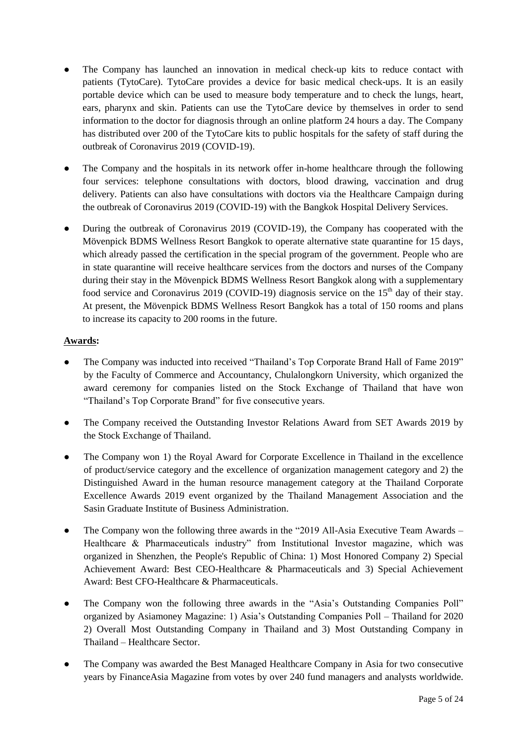- The Company has launched an innovation in medical check-up kits to reduce contact with patients (TytoCare). TytoCare provides a device for basic medical check-ups. It is an easily portable device which can be used to measure body temperature and to check the lungs, heart, ears, pharynx and skin. Patients can use the TytoCare device by themselves in order to send information to the doctor for diagnosis through an online platform 24 hours a day. The Company has distributed over 200 of the TytoCare kits to public hospitals for the safety of staff during the outbreak of Coronavirus 2019 (COVID-19).

- The Company and the hospitals in its network offer in-home healthcare through the following four services: telephone consultations with doctors, blood drawing, vaccination and drug delivery. Patients can also have consultations with doctors via the Healthcare Campaign during the outbreak of Coronavirus 2019 (COVID-19) with the Bangkok Hospital Delivery Services.

- During the outbreak of Coronavirus 2019 (COVID-19), the Company has cooperated with the Mövenpick BDMS Wellness Resort Bangkok to operate alternative state quarantine for 15 days, which already passed the certification in the special program of the government. People who are in state quarantine will receive healthcare services from the doctors and nurses of the Company during their stay in the Mövenpick BDMS Wellness Resort Bangkok along with a supplementary food service and Coronavirus 2019 (COVID-19) diagnosis service on the 15th day of their stay. At present, the Mövenpick BDMS Wellness Resort Bangkok has a total of 150 rooms and plans to increase its capacity to 200 rooms in the future.

**Awards:**

- The Company was inducted into received "Thailand's Top Corporate Brand Hall of Fame 2019" by the Faculty of Commerce and Accountancy, Chulalongkorn University, which organized the award ceremony for companies listed on the Stock Exchange of Thailand that have won "Thailand's Top Corporate Brand" for five consecutive years.

- The Company received the Outstanding Investor Relations Award from SET Awards 2019 by the Stock Exchange of Thailand.

- The Company won 1) the Royal Award for Corporate Excellence in Thailand in the excellence of product/service category and the excellence of organization management category and 2) the Distinguished Award in the human resource management category at the Thailand Corporate Excellence Awards 2019 event organized by the Thailand Management Association and the Sasin Graduate Institute of Business Administration.

- The Company won the following three awards in the "2019 All-Asia Executive Team Awards – Healthcare & Pharmaceuticals industry" from Institutional Investor magazine, which was organized in Shenzhen, the People's Republic of China: 1) Most Honored Company 2) Special Achievement Award: Best CEO-Healthcare & Pharmaceuticals and 3) Special Achievement Award: Best CFO-Healthcare & Pharmaceuticals.

- The Company won the following three awards in the "Asia's Outstanding Companies Poll" organized by Asiamoney Magazine: 1) Asia's Outstanding Companies Poll – Thailand for 2020 2) Overall Most Outstanding Company in Thailand and 3) Most Outstanding Company in Thailand – Healthcare Sector.

- The Company was awarded the Best Managed Healthcare Company in Asia for two consecutive years by FinanceAsia Magazine from votes by over 240 fund managers and analysts worldwide.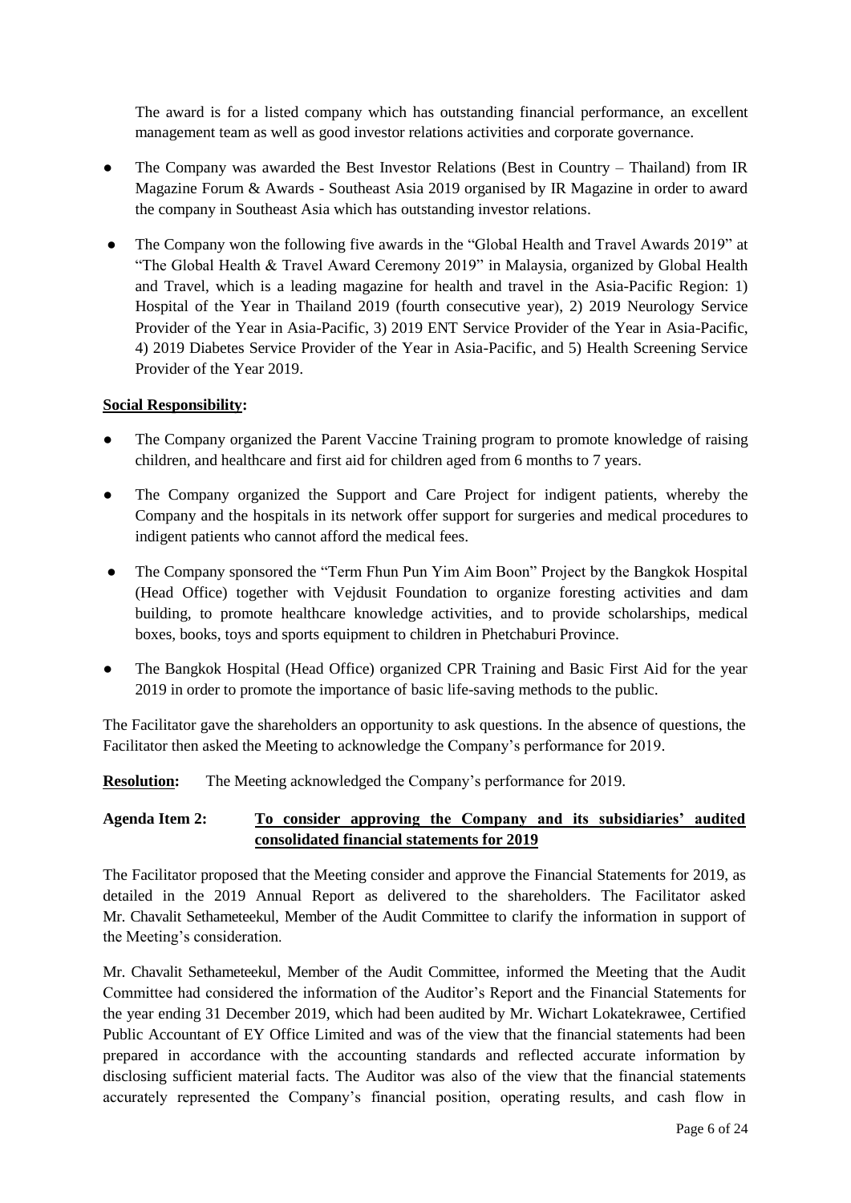The award is for a listed company which has outstanding financial performance, an excellent management team as well as good investor relations activities and corporate governance.

- The Company was awarded the Best Investor Relations (Best in Country – Thailand) from IR Magazine Forum & Awards - Southeast Asia 2019 organised by IR Magazine in order to award the company in Southeast Asia which has outstanding investor relations.
- The Company won the following five awards in the "Global Health and Travel Awards 2019" at "The Global Health & Travel Award Ceremony 2019" in Malaysia, organized by Global Health and Travel, which is a leading magazine for health and travel in the Asia-Pacific Region: 1) Hospital of the Year in Thailand 2019 (fourth consecutive year), 2) 2019 Neurology Service Provider of the Year in Asia-Pacific, 3) 2019 ENT Service Provider of the Year in Asia-Pacific, 4) 2019 Diabetes Service Provider of the Year in Asia-Pacific, and 5) Health Screening Service Provider of the Year 2019.

**Social Responsibility:**

- The Company organized the Parent Vaccine Training program to promote knowledge of raising children, and healthcare and first aid for children aged from 6 months to 7 years.
- The Company organized the Support and Care Project for indigent patients, whereby the Company and the hospitals in its network offer support for surgeries and medical procedures to indigent patients who cannot afford the medical fees.
- The Company sponsored the "Term Fhun Pun Yim Aim Boon" Project by the Bangkok Hospital (Head Office) together with Vejdusit Foundation to organize foresting activities and dam building, to promote healthcare knowledge activities, and to provide scholarships, medical boxes, books, toys and sports equipment to children in Phetchaburi Province.
- The Bangkok Hospital (Head Office) organized CPR Training and Basic First Aid for the year 2019 in order to promote the importance of basic life-saving methods to the public.

The Facilitator gave the shareholders an opportunity to ask questions. In the absence of questions, the Facilitator then asked the Meeting to acknowledge the Company's performance for 2019.

**Resolution:** The Meeting acknowledged the Company's performance for 2019.

**Agenda Item 2: To consider approving the Company and its subsidiaries' audited consolidated financial statements for 2019**

The Facilitator proposed that the Meeting consider and approve the Financial Statements for 2019, as detailed in the 2019 Annual Report as delivered to the shareholders. The Facilitator asked Mr. Chavalit Sethameteekul, Member of the Audit Committee to clarify the information in support of the Meeting's consideration.

Mr. Chavalit Sethameteekul, Member of the Audit Committee, informed the Meeting that the Audit Committee had considered the information of the Auditor's Report and the Financial Statements for the year ending 31 December 2019, which had been audited by Mr. Wichart Lokatekrawee, Certified Public Accountant of EY Office Limited and was of the view that the financial statements had been prepared in accordance with the accounting standards and reflected accurate information by disclosing sufficient material facts. The Auditor was also of the view that the financial statements accurately represented the Company's financial position, operating results, and cash flow in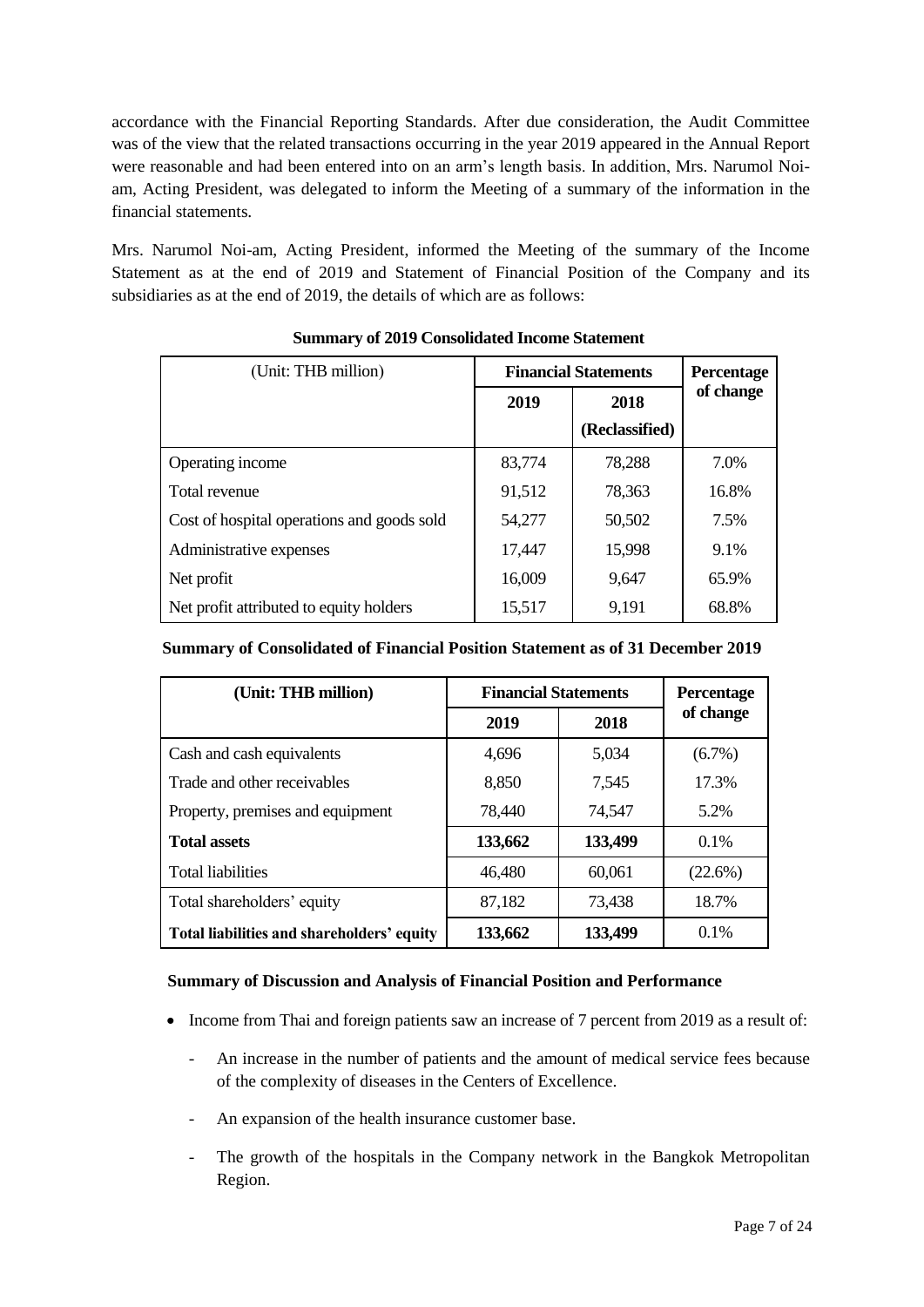accordance with the Financial Reporting Standards. After due consideration, the Audit Committee was of the view that the related transactions occurring in the year 2019 appeared in the Annual Report were reasonable and had been entered into on an arm's length basis. In addition, Mrs. Narumol Noi-am, Acting President, was delegated to inform the Meeting of a summary of the information in the financial statements.

Mrs. Narumol Noi-am, Acting President, informed the Meeting of the summary of the Income Statement as at the end of 2019 and Statement of Financial Position of the Company and its subsidiaries as at the end of 2019, the details of which are as follows:

**Summary of 2019 Consolidated Income Statement**

| (Unit: THB million) | Financial Statements | | Percentage of change |
|---|---|---|---|
| | 2019 | 2018 (Reclassified) | |
| Operating income | 83,774 | 78,288 | 7.0% |
| Total revenue | 91,512 | 78,363 | 16.8% |
| Cost of hospital operations and goods sold | 54,277 | 50,502 | 7.5% |
| Administrative expenses | 17,447 | 15,998 | 9.1% |
| Net profit | 16,009 | 9,647 | 65.9% |
| Net profit attributed to equity holders | 15,517 | 9,191 | 68.8% |

**Summary of Consolidated of Financial Position Statement as of 31 December 2019**

| (Unit: THB million) | Financial Statements | | Percentage of change |
|---|---|---|---|
| | 2019 | 2018 | |
| Cash and cash equivalents | 4,696 | 5,034 | (6.7%) |
| Trade and other receivables | 8,850 | 7,545 | 17.3% |
| Property, premises and equipment | 78,440 | 74,547 | 5.2% |
| **Total assets** | **133,662** | **133,499** | 0.1% |
| Total liabilities | 46,480 | 60,061 | (22.6%) |
| Total shareholders' equity | 87,182 | 73,438 | 18.7% |
| **Total liabilities and shareholders' equity** | **133,662** | **133,499** | 0.1% |

**Summary of Discussion and Analysis of Financial Position and Performance**

- Income from Thai and foreign patients saw an increase of 7 percent from 2019 as a result of:
  - An increase in the number of patients and the amount of medical service fees because of the complexity of diseases in the Centers of Excellence.
  - An expansion of the health insurance customer base.
  - The growth of the hospitals in the Company network in the Bangkok Metropolitan Region.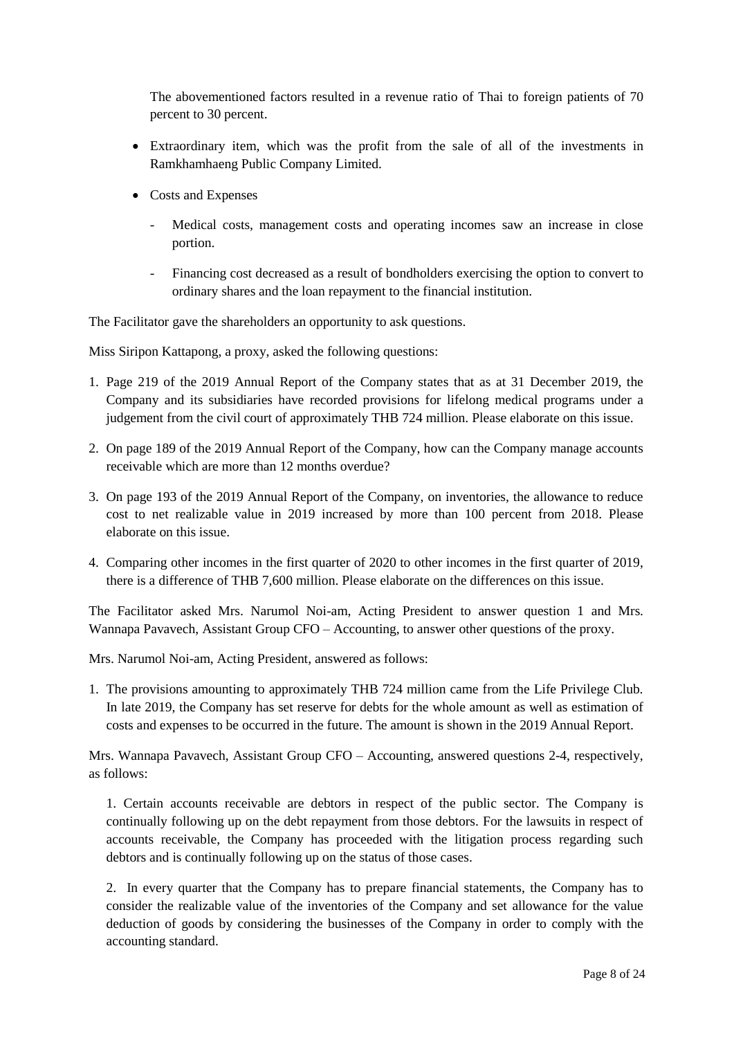The abovementioned factors resulted in a revenue ratio of Thai to foreign patients of 70 percent to 30 percent.

- Extraordinary item, which was the profit from the sale of all of the investments in Ramkhamhaeng Public Company Limited.
- Costs and Expenses
  - Medical costs, management costs and operating incomes saw an increase in close portion.
  - Financing cost decreased as a result of bondholders exercising the option to convert to ordinary shares and the loan repayment to the financial institution.

The Facilitator gave the shareholders an opportunity to ask questions.

Miss Siripon Kattapong, a proxy, asked the following questions:

1. Page 219 of the 2019 Annual Report of the Company states that as at 31 December 2019, the Company and its subsidiaries have recorded provisions for lifelong medical programs under a judgement from the civil court of approximately THB 724 million. Please elaborate on this issue.
2. On page 189 of the 2019 Annual Report of the Company, how can the Company manage accounts receivable which are more than 12 months overdue?
3. On page 193 of the 2019 Annual Report of the Company, on inventories, the allowance to reduce cost to net realizable value in 2019 increased by more than 100 percent from 2018. Please elaborate on this issue.
4. Comparing other incomes in the first quarter of 2020 to other incomes in the first quarter of 2019, there is a difference of THB 7,600 million. Please elaborate on the differences on this issue.

The Facilitator asked Mrs. Narumol Noi-am, Acting President to answer question 1 and Mrs. Wannapa Pavavech, Assistant Group CFO – Accounting, to answer other questions of the proxy.

Mrs. Narumol Noi-am, Acting President, answered as follows:

1. The provisions amounting to approximately THB 724 million came from the Life Privilege Club. In late 2019, the Company has set reserve for debts for the whole amount as well as estimation of costs and expenses to be occurred in the future. The amount is shown in the 2019 Annual Report.

Mrs. Wannapa Pavavech, Assistant Group CFO – Accounting, answered questions 2-4, respectively, as follows:

1. Certain accounts receivable are debtors in respect of the public sector. The Company is continually following up on the debt repayment from those debtors. For the lawsuits in respect of accounts receivable, the Company has proceeded with the litigation process regarding such debtors and is continually following up on the status of those cases.

2. In every quarter that the Company has to prepare financial statements, the Company has to consider the realizable value of the inventories of the Company and set allowance for the value deduction of goods by considering the businesses of the Company in order to comply with the accounting standard.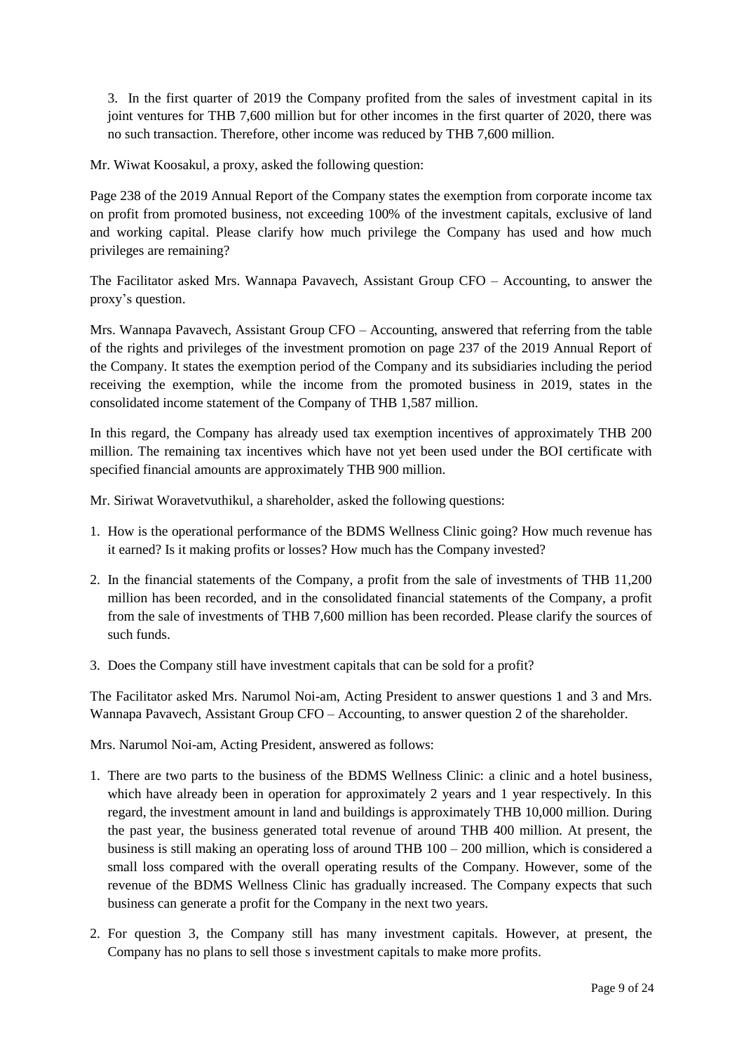3. In the first quarter of 2019 the Company profited from the sales of investment capital in its joint ventures for THB 7,600 million but for other incomes in the first quarter of 2020, there was no such transaction. Therefore, other income was reduced by THB 7,600 million.

Mr. Wiwat Koosakul, a proxy, asked the following question:

Page 238 of the 2019 Annual Report of the Company states the exemption from corporate income tax on profit from promoted business, not exceeding 100% of the investment capitals, exclusive of land and working capital. Please clarify how much privilege the Company has used and how much privileges are remaining?

The Facilitator asked Mrs. Wannapa Pavavech, Assistant Group CFO – Accounting, to answer the proxy's question.

Mrs. Wannapa Pavavech, Assistant Group CFO – Accounting, answered that referring from the table of the rights and privileges of the investment promotion on page 237 of the 2019 Annual Report of the Company. It states the exemption period of the Company and its subsidiaries including the period receiving the exemption, while the income from the promoted business in 2019, states in the consolidated income statement of the Company of THB 1,587 million.

In this regard, the Company has already used tax exemption incentives of approximately THB 200 million. The remaining tax incentives which have not yet been used under the BOI certificate with specified financial amounts are approximately THB 900 million.

Mr. Siriwat Woravetvuthikul, a shareholder, asked the following questions:

1. How is the operational performance of the BDMS Wellness Clinic going? How much revenue has it earned? Is it making profits or losses? How much has the Company invested?
2. In the financial statements of the Company, a profit from the sale of investments of THB 11,200 million has been recorded, and in the consolidated financial statements of the Company, a profit from the sale of investments of THB 7,600 million has been recorded. Please clarify the sources of such funds.
3. Does the Company still have investment capitals that can be sold for a profit?

The Facilitator asked Mrs. Narumol Noi-am, Acting President to answer questions 1 and 3 and Mrs. Wannapa Pavavech, Assistant Group CFO – Accounting, to answer question 2 of the shareholder.

Mrs. Narumol Noi-am, Acting President, answered as follows:

1. There are two parts to the business of the BDMS Wellness Clinic: a clinic and a hotel business, which have already been in operation for approximately 2 years and 1 year respectively. In this regard, the investment amount in land and buildings is approximately THB 10,000 million. During the past year, the business generated total revenue of around THB 400 million. At present, the business is still making an operating loss of around THB 100 – 200 million, which is considered a small loss compared with the overall operating results of the Company. However, some of the revenue of the BDMS Wellness Clinic has gradually increased. The Company expects that such business can generate a profit for the Company in the next two years.
2. For question 3, the Company still has many investment capitals. However, at present, the Company has no plans to sell those s investment capitals to make more profits.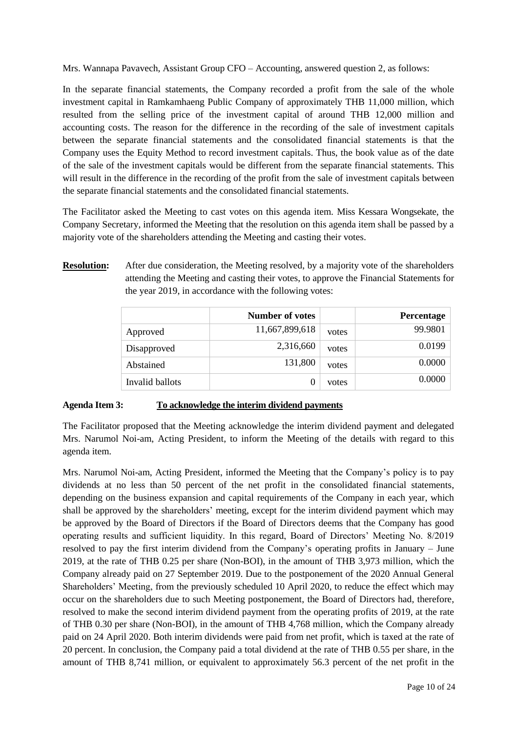Mrs. Wannapa Pavavech, Assistant Group CFO – Accounting, answered question 2, as follows:

In the separate financial statements, the Company recorded a profit from the sale of the whole investment capital in Ramkamhaeng Public Company of approximately THB 11,000 million, which resulted from the selling price of the investment capital of around THB 12,000 million and accounting costs. The reason for the difference in the recording of the sale of investment capitals between the separate financial statements and the consolidated financial statements is that the Company uses the Equity Method to record investment capitals. Thus, the book value as of the date of the sale of the investment capitals would be different from the separate financial statements. This will result in the difference in the recording of the profit from the sale of investment capitals between the separate financial statements and the consolidated financial statements.

The Facilitator asked the Meeting to cast votes on this agenda item. Miss Kessara Wongsekate, the Company Secretary, informed the Meeting that the resolution on this agenda item shall be passed by a majority vote of the shareholders attending the Meeting and casting their votes.

**Resolution:** After due consideration, the Meeting resolved, by a majority vote of the shareholders attending the Meeting and casting their votes, to approve the Financial Statements for the year 2019, in accordance with the following votes:

| | Number of votes | | Percentage |
|---|---|---|---|
| Approved | 11,667,899,618 | votes | 99.9801 |
| Disapproved | 2,316,660 | votes | 0.0199 |
| Abstained | 131,800 | votes | 0.0000 |
| Invalid ballots | 0 | votes | 0.0000 |

**Agenda Item 3: <u>To acknowledge the interim dividend payments</u>**

The Facilitator proposed that the Meeting acknowledge the interim dividend payment and delegated Mrs. Narumol Noi-am, Acting President, to inform the Meeting of the details with regard to this agenda item.

Mrs. Narumol Noi-am, Acting President, informed the Meeting that the Company's policy is to pay dividends at no less than 50 percent of the net profit in the consolidated financial statements, depending on the business expansion and capital requirements of the Company in each year, which shall be approved by the shareholders' meeting, except for the interim dividend payment which may be approved by the Board of Directors if the Board of Directors deems that the Company has good operating results and sufficient liquidity. In this regard, Board of Directors' Meeting No. 8/2019 resolved to pay the first interim dividend from the Company's operating profits in January – June 2019, at the rate of THB 0.25 per share (Non-BOI), in the amount of THB 3,973 million, which the Company already paid on 27 September 2019. Due to the postponement of the 2020 Annual General Shareholders' Meeting, from the previously scheduled 10 April 2020, to reduce the effect which may occur on the shareholders due to such Meeting postponement, the Board of Directors had, therefore, resolved to make the second interim dividend payment from the operating profits of 2019, at the rate of THB 0.30 per share (Non-BOI), in the amount of THB 4,768 million, which the Company already paid on 24 April 2020. Both interim dividends were paid from net profit, which is taxed at the rate of 20 percent. In conclusion, the Company paid a total dividend at the rate of THB 0.55 per share, in the amount of THB 8,741 million, or equivalent to approximately 56.3 percent of the net profit in the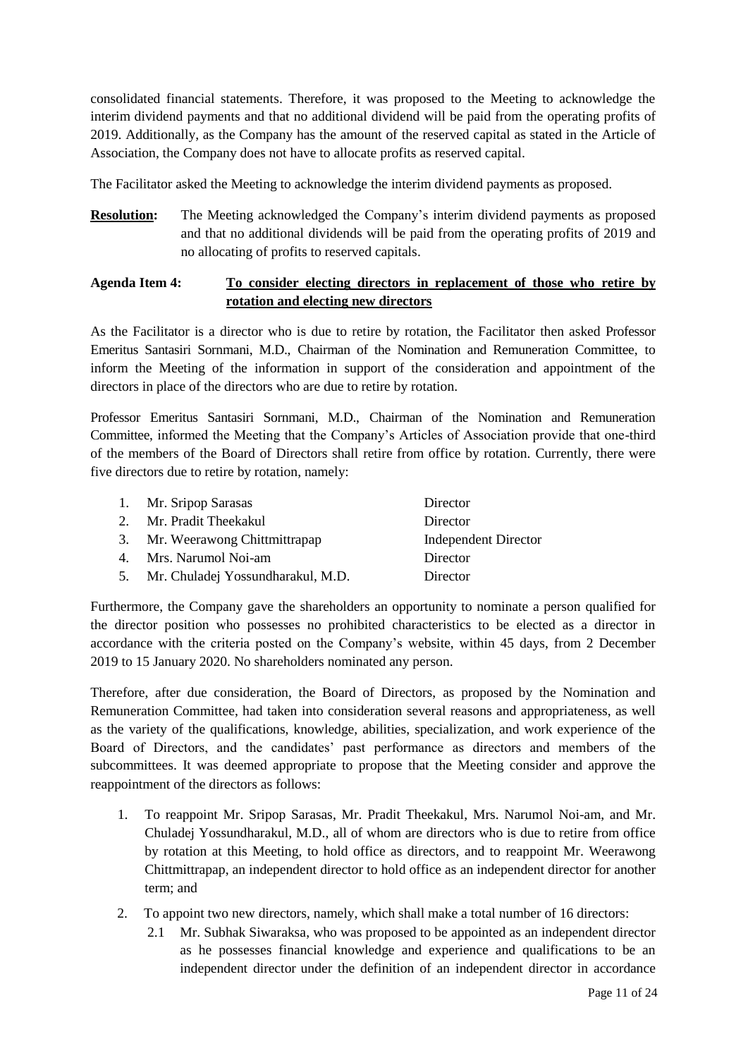consolidated financial statements. Therefore, it was proposed to the Meeting to acknowledge the interim dividend payments and that no additional dividend will be paid from the operating profits of 2019. Additionally, as the Company has the amount of the reserved capital as stated in the Article of Association, the Company does not have to allocate profits as reserved capital.

The Facilitator asked the Meeting to acknowledge the interim dividend payments as proposed.

**Resolution:** The Meeting acknowledged the Company's interim dividend payments as proposed and that no additional dividends will be paid from the operating profits of 2019 and no allocating of profits to reserved capitals.

**Agenda Item 4:** **To consider electing directors in replacement of those who retire by rotation and electing new directors**

As the Facilitator is a director who is due to retire by rotation, the Facilitator then asked Professor Emeritus Santasiri Sornmani, M.D., Chairman of the Nomination and Remuneration Committee, to inform the Meeting of the information in support of the consideration and appointment of the directors in place of the directors who are due to retire by rotation.

Professor Emeritus Santasiri Sornmani, M.D., Chairman of the Nomination and Remuneration Committee, informed the Meeting that the Company's Articles of Association provide that one-third of the members of the Board of Directors shall retire from office by rotation. Currently, there were five directors due to retire by rotation, namely:

| | Name | Position |
|---|---|---|
| 1. | Mr. Sripop Sarasas | Director |
| 2. | Mr. Pradit Theekakul | Director |
| 3. | Mr. Weerawong Chittmittrapap | Independent Director |
| 4. | Mrs. Narumol Noi-am | Director |
| 5. | Mr. Chuladej Yossundharakul, M.D. | Director |

Furthermore, the Company gave the shareholders an opportunity to nominate a person qualified for the director position who possesses no prohibited characteristics to be elected as a director in accordance with the criteria posted on the Company's website, within 45 days, from 2 December 2019 to 15 January 2020. No shareholders nominated any person.

Therefore, after due consideration, the Board of Directors, as proposed by the Nomination and Remuneration Committee, had taken into consideration several reasons and appropriateness, as well as the variety of the qualifications, knowledge, abilities, specialization, and work experience of the Board of Directors, and the candidates' past performance as directors and members of the subcommittees. It was deemed appropriate to propose that the Meeting consider and approve the reappointment of the directors as follows:

1. To reappoint Mr. Sripop Sarasas, Mr. Pradit Theekakul, Mrs. Narumol Noi-am, and Mr. Chuladej Yossundharakul, M.D., all of whom are directors who is due to retire from office by rotation at this Meeting, to hold office as directors, and to reappoint Mr. Weerawong Chittmittrapap, an independent director to hold office as an independent director for another term; and
2. To appoint two new directors, namely, which shall make a total number of 16 directors:
   - 2.1 Mr. Subhak Siwaraksa, who was proposed to be appointed as an independent director as he possesses financial knowledge and experience and qualifications to be an independent director under the definition of an independent director in accordance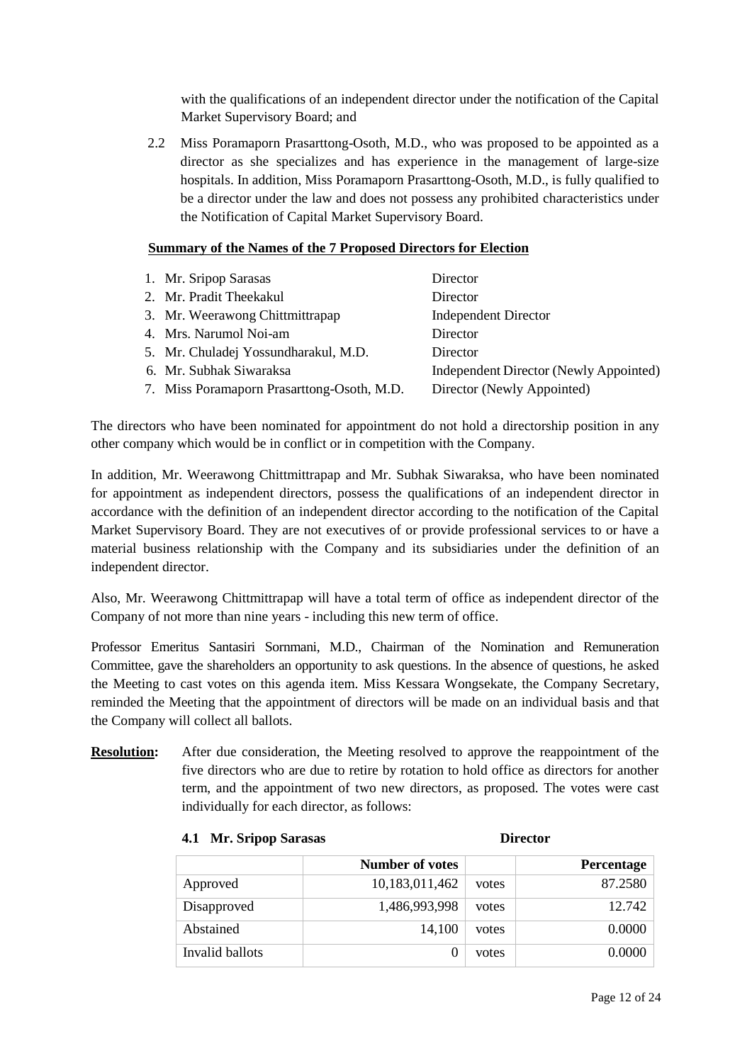with the qualifications of an independent director under the notification of the Capital Market Supervisory Board; and

2.2 Miss Poramaporn Prasarttong-Osoth, M.D., who was proposed to be appointed as a director as she specializes and has experience in the management of large-size hospitals. In addition, Miss Poramaporn Prasarttong-Osoth, M.D., is fully qualified to be a director under the law and does not possess any prohibited characteristics under the Notification of Capital Market Supervisory Board.

**Summary of the Names of the 7 Proposed Directors for Election**

1. Mr. Sripop Sarasas — Director
2. Mr. Pradit Theekakul — Director
3. Mr. Weerawong Chittmittrapap — Independent Director
4. Mrs. Narumol Noi-am — Director
5. Mr. Chuladej Yossundharakul, M.D. — Director
6. Mr. Subhak Siwaraksa — Independent Director (Newly Appointed)
7. Miss Poramaporn Prasarttong-Osoth, M.D. — Director (Newly Appointed)

The directors who have been nominated for appointment do not hold a directorship position in any other company which would be in conflict or in competition with the Company.

In addition, Mr. Weerawong Chittmittrapap and Mr. Subhak Siwaraksa, who have been nominated for appointment as independent directors, possess the qualifications of an independent director in accordance with the definition of an independent director according to the notification of the Capital Market Supervisory Board. They are not executives of or provide professional services to or have a material business relationship with the Company and its subsidiaries under the definition of an independent director.

Also, Mr. Weerawong Chittmittrapap will have a total term of office as independent director of the Company of not more than nine years - including this new term of office.

Professor Emeritus Santasiri Sornmani, M.D., Chairman of the Nomination and Remuneration Committee, gave the shareholders an opportunity to ask questions. In the absence of questions, he asked the Meeting to cast votes on this agenda item. Miss Kessara Wongsekate, the Company Secretary, reminded the Meeting that the appointment of directors will be made on an individual basis and that the Company will collect all ballots.

**Resolution:** After due consideration, the Meeting resolved to approve the reappointment of the five directors who are due to retire by rotation to hold office as directors for another term, and the appointment of two new directors, as proposed. The votes were cast individually for each director, as follows:

**4.1 Mr. Sripop Sarasas** **Director**

| | Number of votes | | Percentage |
|---|---|---|---|
| Approved | 10,183,011,462 | votes | 87.2580 |
| Disapproved | 1,486,993,998 | votes | 12.742 |
| Abstained | 14,100 | votes | 0.0000 |
| Invalid ballots | 0 | votes | 0.0000 |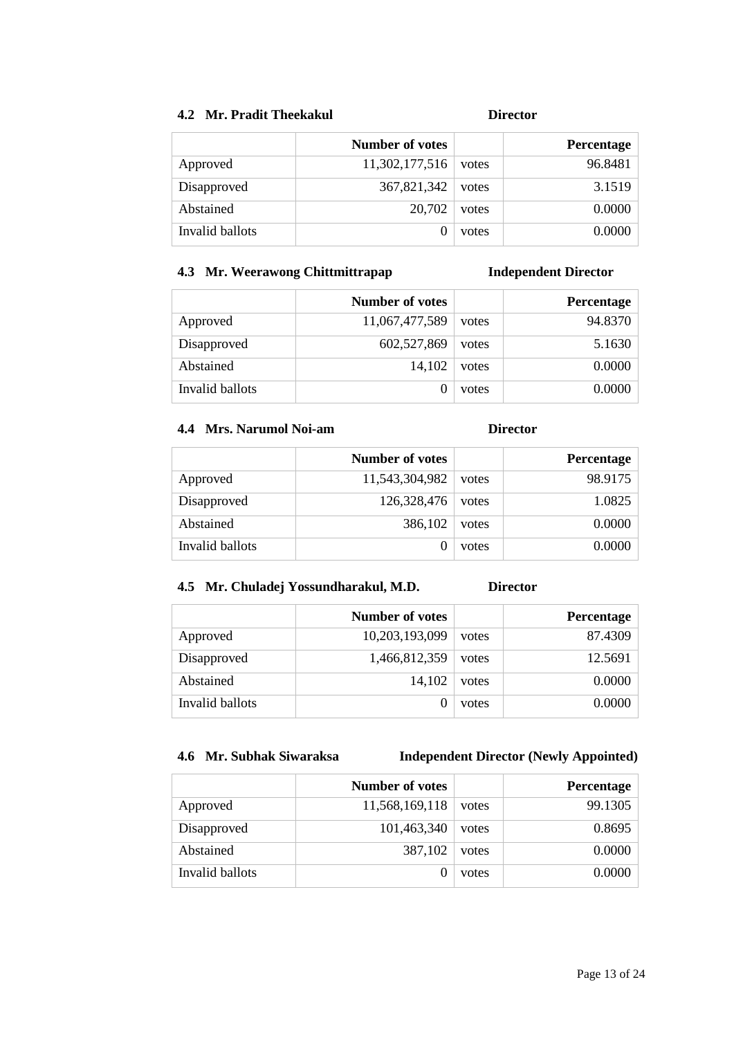**4.2 Mr. Pradit Theekakul** **Director**

| | Number of votes | | Percentage |
|---|---|---|---|
| Approved | 11,302,177,516 | votes | 96.8481 |
| Disapproved | 367,821,342 | votes | 3.1519 |
| Abstained | 20,702 | votes | 0.0000 |
| Invalid ballots | 0 | votes | 0.0000 |

**4.3 Mr. Weerawong Chittmittrapap** **Independent Director**

| | Number of votes | | Percentage |
|---|---|---|---|
| Approved | 11,067,477,589 | votes | 94.8370 |
| Disapproved | 602,527,869 | votes | 5.1630 |
| Abstained | 14,102 | votes | 0.0000 |
| Invalid ballots | 0 | votes | 0.0000 |

**4.4 Mrs. Narumol Noi-am** **Director**

| | Number of votes | | Percentage |
|---|---|---|---|
| Approved | 11,543,304,982 | votes | 98.9175 |
| Disapproved | 126,328,476 | votes | 1.0825 |
| Abstained | 386,102 | votes | 0.0000 |
| Invalid ballots | 0 | votes | 0.0000 |

**4.5 Mr. Chuladej Yossundharakul, M.D.** **Director**

| | Number of votes | | Percentage |
|---|---|---|---|
| Approved | 10,203,193,099 | votes | 87.4309 |
| Disapproved | 1,466,812,359 | votes | 12.5691 |
| Abstained | 14,102 | votes | 0.0000 |
| Invalid ballots | 0 | votes | 0.0000 |

**4.6 Mr. Subhak Siwaraksa** **Independent Director (Newly Appointed)**

| | Number of votes | | Percentage |
|---|---|---|---|
| Approved | 11,568,169,118 | votes | 99.1305 |
| Disapproved | 101,463,340 | votes | 0.8695 |
| Abstained | 387,102 | votes | 0.0000 |
| Invalid ballots | 0 | votes | 0.0000 |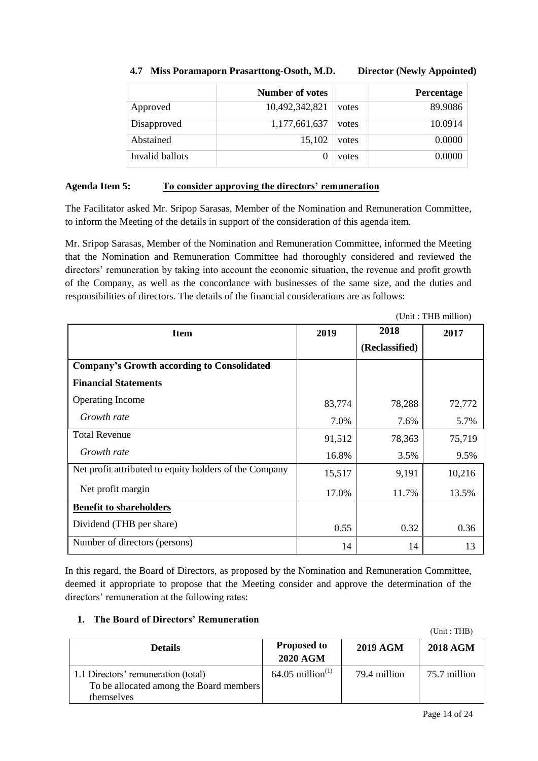**4.7 Miss Poramaporn Prasarttong-Osoth, M.D. Director (Newly Appointed)**

| | Number of votes | | Percentage |
|---|---|---|---|
| Approved | 10,492,342,821 | votes | 89.9086 |
| Disapproved | 1,177,661,637 | votes | 10.0914 |
| Abstained | 15,102 | votes | 0.0000 |
| Invalid ballots | 0 | votes | 0.0000 |

**Agenda Item 5: <u>To consider approving the directors' remuneration</u>**

The Facilitator asked Mr. Sripop Sarasas, Member of the Nomination and Remuneration Committee, to inform the Meeting of the details in support of the consideration of this agenda item.

Mr. Sripop Sarasas, Member of the Nomination and Remuneration Committee, informed the Meeting that the Nomination and Remuneration Committee had thoroughly considered and reviewed the directors' remuneration by taking into account the economic situation, the revenue and profit growth of the Company, as well as the concordance with businesses of the same size, and the duties and responsibilities of directors. The details of the financial considerations are as follows:

(Unit : THB million)

| Item | 2019 | 2018 (Reclassified) | 2017 |
|---|---|---|---|
| **Company's Growth according to Consolidated Financial Statements** | | | |
| Operating Income | 83,774 | 78,288 | 72,772 |
| *Growth rate* | 7.0% | 7.6% | 5.7% |
| Total Revenue | 91,512 | 78,363 | 75,719 |
| *Growth rate* | 16.8% | 3.5% | 9.5% |
| Net profit attributed to equity holders of the Company | 15,517 | 9,191 | 10,216 |
| Net profit margin | 17.0% | 11.7% | 13.5% |
| **<u>Benefit to shareholders</u>** | | | |
| Dividend (THB per share) | 0.55 | 0.32 | 0.36 |
| Number of directors (persons) | 14 | 14 | 13 |

In this regard, the Board of Directors, as proposed by the Nomination and Remuneration Committee, deemed it appropriate to propose that the Meeting consider and approve the determination of the directors' remuneration at the following rates:

**1. The Board of Directors' Remuneration**

(Unit : THB)

| Details | Proposed to 2020 AGM | 2019 AGM | 2018 AGM |
|---|---|---|---|
| 1.1 Directors' remuneration (total) To be allocated among the Board members themselves | 64.05 million[(1)] | 79.4 million | 75.7 million |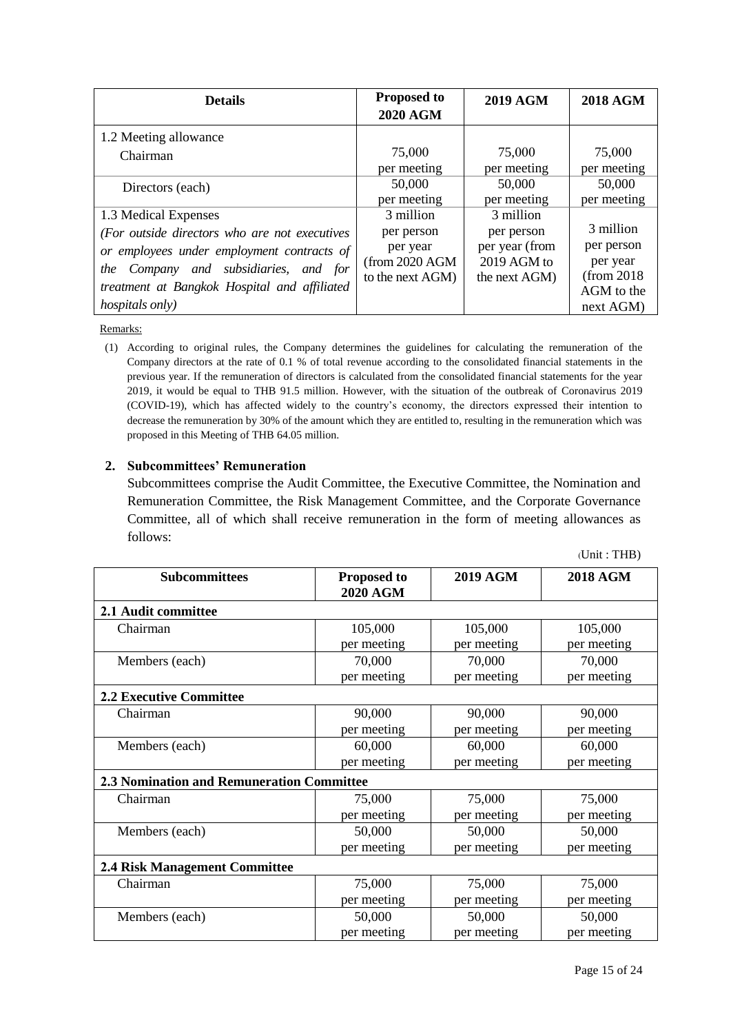| Details | Proposed to 2020 AGM | 2019 AGM | 2018 AGM |
|---|---|---|---|
| 1.2 Meeting allowance<br>Chairman | 75,000 per meeting | 75,000 per meeting | 75,000 per meeting |
| Directors (each) | 50,000 per meeting | 50,000 per meeting | 50,000 per meeting |
| 1.3 Medical Expenses<br>*(For outside directors who are not executives or employees under employment contracts of the Company and subsidiaries, and for treatment at Bangkok Hospital and affiliated hospitals only)* | 3 million per person per year (from 2020 AGM to the next AGM) | 3 million per person per year (from 2019 AGM to the next AGM) | 3 million per person per year (from 2018 AGM to the next AGM) |

Remarks:

(1) According to original rules, the Company determines the guidelines for calculating the remuneration of the Company directors at the rate of 0.1 % of total revenue according to the consolidated financial statements in the previous year. If the remuneration of directors is calculated from the consolidated financial statements for the year 2019, it would be equal to THB 91.5 million. However, with the situation of the outbreak of Coronavirus 2019 (COVID-19), which has affected widely to the country's economy, the directors expressed their intention to decrease the remuneration by 30% of the amount which they are entitled to, resulting in the remuneration which was proposed in this Meeting of THB 64.05 million.

**2. Subcommittees' Remuneration**

Subcommittees comprise the Audit Committee, the Executive Committee, the Nomination and Remuneration Committee, the Risk Management Committee, and the Corporate Governance Committee, all of which shall receive remuneration in the form of meeting allowances as follows:

(Unit : THB)

| Subcommittees | Proposed to 2020 AGM | 2019 AGM | 2018 AGM |
|---|---|---|---|
| **2.1 Audit committee** | | | |
| Chairman | 105,000 per meeting | 105,000 per meeting | 105,000 per meeting |
| Members (each) | 70,000 per meeting | 70,000 per meeting | 70,000 per meeting |
| **2.2 Executive Committee** | | | |
| Chairman | 90,000 per meeting | 90,000 per meeting | 90,000 per meeting |
| Members (each) | 60,000 per meeting | 60,000 per meeting | 60,000 per meeting |
| **2.3 Nomination and Remuneration Committee** | | | |
| Chairman | 75,000 per meeting | 75,000 per meeting | 75,000 per meeting |
| Members (each) | 50,000 per meeting | 50,000 per meeting | 50,000 per meeting |
| **2.4 Risk Management Committee** | | | |
| Chairman | 75,000 per meeting | 75,000 per meeting | 75,000 per meeting |
| Members (each) | 50,000 per meeting | 50,000 per meeting | 50,000 per meeting |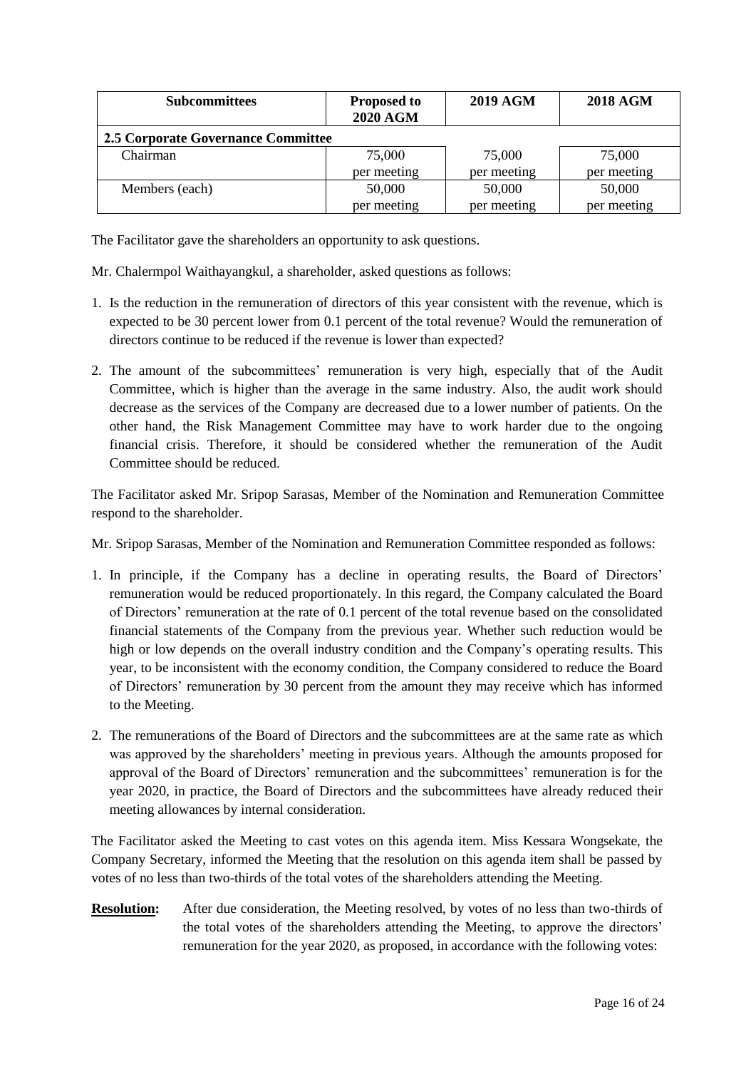| Subcommittees | Proposed to 2020 AGM | 2019 AGM | 2018 AGM |
| --- | --- | --- | --- |
| **2.5 Corporate Governance Committee** | | | |
| Chairman | 75,000 per meeting | 75,000 per meeting | 75,000 per meeting |
| Members (each) | 50,000 per meeting | 50,000 per meeting | 50,000 per meeting |

The Facilitator gave the shareholders an opportunity to ask questions.

Mr. Chalermpol Waithayangkul, a shareholder, asked questions as follows:

1. Is the reduction in the remuneration of directors of this year consistent with the revenue, which is expected to be 30 percent lower from 0.1 percent of the total revenue? Would the remuneration of directors continue to be reduced if the revenue is lower than expected?

2. The amount of the subcommittees' remuneration is very high, especially that of the Audit Committee, which is higher than the average in the same industry. Also, the audit work should decrease as the services of the Company are decreased due to a lower number of patients. On the other hand, the Risk Management Committee may have to work harder due to the ongoing financial crisis. Therefore, it should be considered whether the remuneration of the Audit Committee should be reduced.

The Facilitator asked Mr. Sripop Sarasas, Member of the Nomination and Remuneration Committee respond to the shareholder.

Mr. Sripop Sarasas, Member of the Nomination and Remuneration Committee responded as follows:

1. In principle, if the Company has a decline in operating results, the Board of Directors' remuneration would be reduced proportionately. In this regard, the Company calculated the Board of Directors' remuneration at the rate of 0.1 percent of the total revenue based on the consolidated financial statements of the Company from the previous year. Whether such reduction would be high or low depends on the overall industry condition and the Company's operating results. This year, to be inconsistent with the economy condition, the Company considered to reduce the Board of Directors' remuneration by 30 percent from the amount they may receive which has informed to the Meeting.

2. The remunerations of the Board of Directors and the subcommittees are at the same rate as which was approved by the shareholders' meeting in previous years. Although the amounts proposed for approval of the Board of Directors' remuneration and the subcommittees' remuneration is for the year 2020, in practice, the Board of Directors and the subcommittees have already reduced their meeting allowances by internal consideration.

The Facilitator asked the Meeting to cast votes on this agenda item. Miss Kessara Wongsekate, the Company Secretary, informed the Meeting that the resolution on this agenda item shall be passed by votes of no less than two-thirds of the total votes of the shareholders attending the Meeting.

**Resolution:** After due consideration, the Meeting resolved, by votes of no less than two-thirds of the total votes of the shareholders attending the Meeting, to approve the directors' remuneration for the year 2020, as proposed, in accordance with the following votes: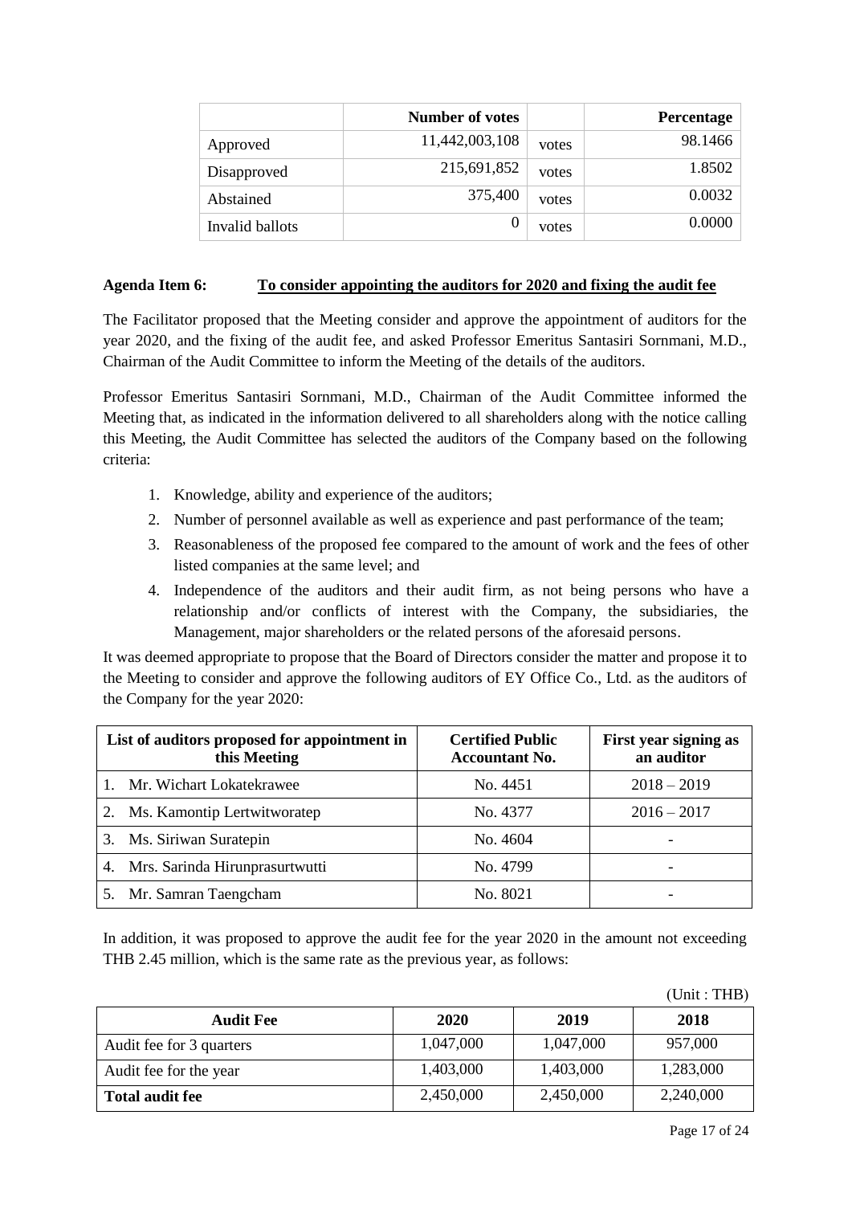| | Number of votes | | Percentage |
|---|---|---|---|
| Approved | 11,442,003,108 | votes | 98.1466 |
| Disapproved | 215,691,852 | votes | 1.8502 |
| Abstained | 375,400 | votes | 0.0032 |
| Invalid ballots | 0 | votes | 0.0000 |

**Agenda Item 6:** **To consider appointing the auditors for 2020 and fixing the audit fee**

The Facilitator proposed that the Meeting consider and approve the appointment of auditors for the year 2020, and the fixing of the audit fee, and asked Professor Emeritus Santasiri Sornmani, M.D., Chairman of the Audit Committee to inform the Meeting of the details of the auditors.

Professor Emeritus Santasiri Sornmani, M.D., Chairman of the Audit Committee informed the Meeting that, as indicated in the information delivered to all shareholders along with the notice calling this Meeting, the Audit Committee has selected the auditors of the Company based on the following criteria:

1. Knowledge, ability and experience of the auditors;
2. Number of personnel available as well as experience and past performance of the team;
3. Reasonableness of the proposed fee compared to the amount of work and the fees of other listed companies at the same level; and
4. Independence of the auditors and their audit firm, as not being persons who have a relationship and/or conflicts of interest with the Company, the subsidiaries, the Management, major shareholders or the related persons of the aforesaid persons.

It was deemed appropriate to propose that the Board of Directors consider the matter and propose it to the Meeting to consider and approve the following auditors of EY Office Co., Ltd. as the auditors of the Company for the year 2020:

| List of auditors proposed for appointment in this Meeting | Certified Public Accountant No. | First year signing as an auditor |
|---|---|---|
| 1. Mr. Wichart Lokatekrawee | No. 4451 | 2018 – 2019 |
| 2. Ms. Kamontip Lertwitworatep | No. 4377 | 2016 – 2017 |
| 3. Ms. Siriwan Suratepin | No. 4604 | - |
| 4. Mrs. Sarinda Hirunprasurtwutti | No. 4799 | - |
| 5. Mr. Samran Taengcham | No. 8021 | - |

In addition, it was proposed to approve the audit fee for the year 2020 in the amount not exceeding THB 2.45 million, which is the same rate as the previous year, as follows:

(Unit : THB)

| Audit Fee | 2020 | 2019 | 2018 |
|---|---|---|---|
| Audit fee for 3 quarters | 1,047,000 | 1,047,000 | 957,000 |
| Audit fee for the year | 1,403,000 | 1,403,000 | 1,283,000 |
| **Total audit fee** | 2,450,000 | 2,450,000 | 2,240,000 |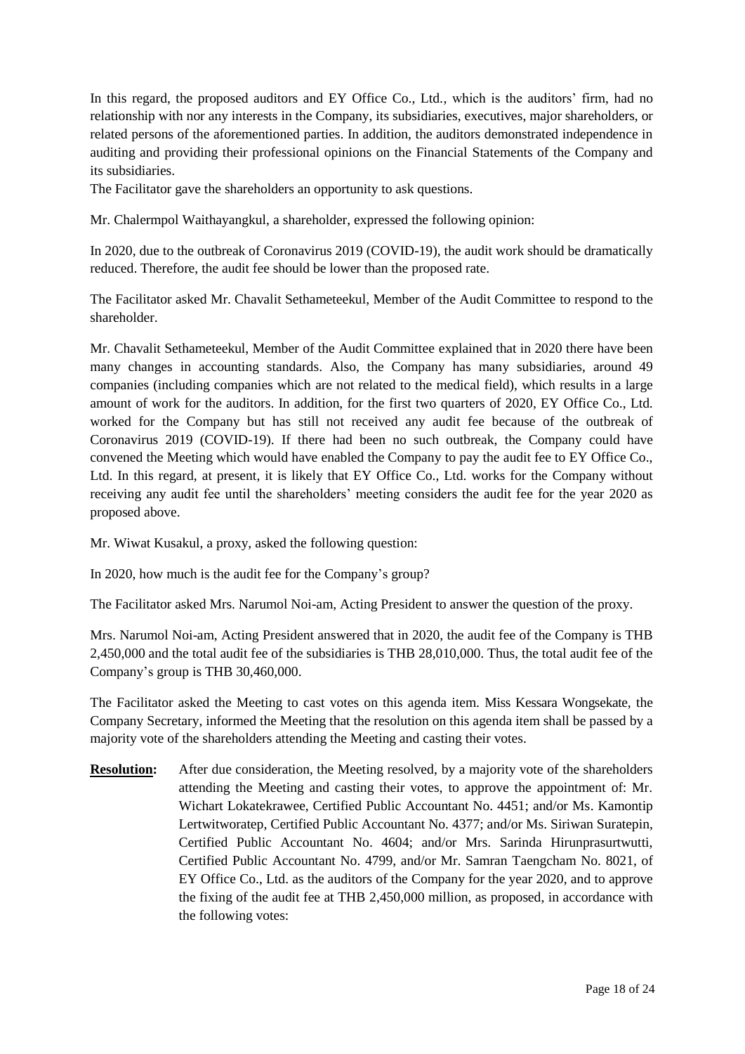In this regard, the proposed auditors and EY Office Co., Ltd., which is the auditors' firm, had no relationship with nor any interests in the Company, its subsidiaries, executives, major shareholders, or related persons of the aforementioned parties. In addition, the auditors demonstrated independence in auditing and providing their professional opinions on the Financial Statements of the Company and its subsidiaries.

The Facilitator gave the shareholders an opportunity to ask questions.

Mr. Chalermpol Waithayangkul, a shareholder, expressed the following opinion:

In 2020, due to the outbreak of Coronavirus 2019 (COVID-19), the audit work should be dramatically reduced. Therefore, the audit fee should be lower than the proposed rate.

The Facilitator asked Mr. Chavalit Sethameteekul, Member of the Audit Committee to respond to the shareholder.

Mr. Chavalit Sethameteekul, Member of the Audit Committee explained that in 2020 there have been many changes in accounting standards. Also, the Company has many subsidiaries, around 49 companies (including companies which are not related to the medical field), which results in a large amount of work for the auditors. In addition, for the first two quarters of 2020, EY Office Co., Ltd. worked for the Company but has still not received any audit fee because of the outbreak of Coronavirus 2019 (COVID-19). If there had been no such outbreak, the Company could have convened the Meeting which would have enabled the Company to pay the audit fee to EY Office Co., Ltd. In this regard, at present, it is likely that EY Office Co., Ltd. works for the Company without receiving any audit fee until the shareholders' meeting considers the audit fee for the year 2020 as proposed above.

Mr. Wiwat Kusakul, a proxy, asked the following question:

In 2020, how much is the audit fee for the Company's group?

The Facilitator asked Mrs. Narumol Noi-am, Acting President to answer the question of the proxy.

Mrs. Narumol Noi-am, Acting President answered that in 2020, the audit fee of the Company is THB 2,450,000 and the total audit fee of the subsidiaries is THB 28,010,000. Thus, the total audit fee of the Company's group is THB 30,460,000.

The Facilitator asked the Meeting to cast votes on this agenda item. Miss Kessara Wongsekate, the Company Secretary, informed the Meeting that the resolution on this agenda item shall be passed by a majority vote of the shareholders attending the Meeting and casting their votes.

**Resolution:** After due consideration, the Meeting resolved, by a majority vote of the shareholders attending the Meeting and casting their votes, to approve the appointment of: Mr. Wichart Lokatekrawee, Certified Public Accountant No. 4451; and/or Ms. Kamontip Lertwitworatep, Certified Public Accountant No. 4377; and/or Ms. Siriwan Suratepin, Certified Public Accountant No. 4604; and/or Mrs. Sarinda Hirunprasurtwutti, Certified Public Accountant No. 4799, and/or Mr. Samran Taengcham No. 8021, of EY Office Co., Ltd. as the auditors of the Company for the year 2020, and to approve the fixing of the audit fee at THB 2,450,000 million, as proposed, in accordance with the following votes: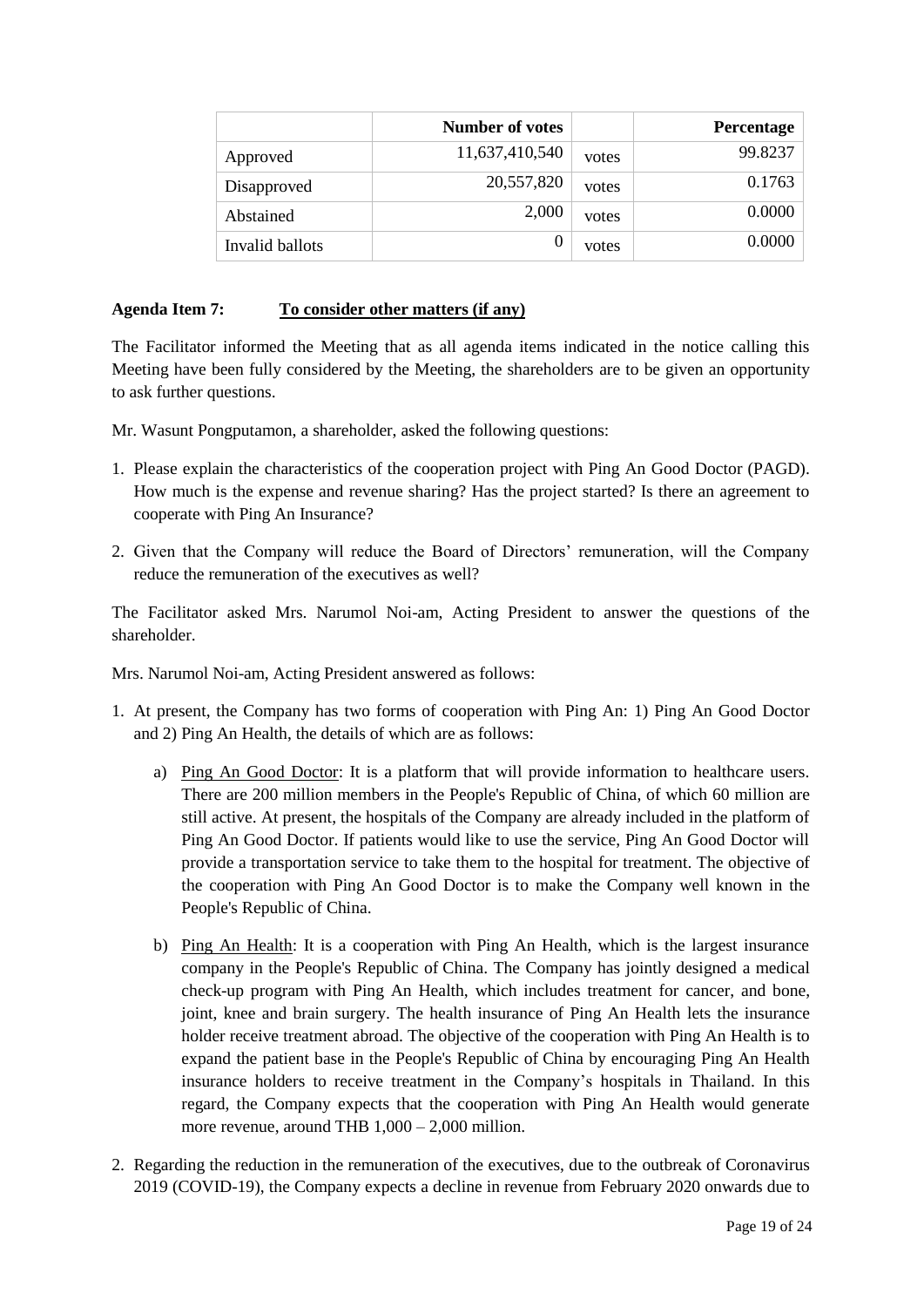| | Number of votes | | Percentage |
|---|---|---|---|
| Approved | 11,637,410,540 | votes | 99.8237 |
| Disapproved | 20,557,820 | votes | 0.1763 |
| Abstained | 2,000 | votes | 0.0000 |
| Invalid ballots | 0 | votes | 0.0000 |

**Agenda Item 7:** **<u>To consider other matters (if any)</u>**

The Facilitator informed the Meeting that as all agenda items indicated in the notice calling this Meeting have been fully considered by the Meeting, the shareholders are to be given an opportunity to ask further questions.

Mr. Wasunt Pongputamon, a shareholder, asked the following questions:

1. Please explain the characteristics of the cooperation project with Ping An Good Doctor (PAGD). How much is the expense and revenue sharing? Has the project started? Is there an agreement to cooperate with Ping An Insurance?
2. Given that the Company will reduce the Board of Directors' remuneration, will the Company reduce the remuneration of the executives as well?

The Facilitator asked Mrs. Narumol Noi-am, Acting President to answer the questions of the shareholder.

Mrs. Narumol Noi-am, Acting President answered as follows:

1. At present, the Company has two forms of cooperation with Ping An: 1) Ping An Good Doctor and 2) Ping An Health, the details of which are as follows:
   a) <u>Ping An Good Doctor</u>: It is a platform that will provide information to healthcare users. There are 200 million members in the People's Republic of China, of which 60 million are still active. At present, the hospitals of the Company are already included in the platform of Ping An Good Doctor. If patients would like to use the service, Ping An Good Doctor will provide a transportation service to take them to the hospital for treatment. The objective of the cooperation with Ping An Good Doctor is to make the Company well known in the People's Republic of China.
   b) <u>Ping An Health</u>: It is a cooperation with Ping An Health, which is the largest insurance company in the People's Republic of China. The Company has jointly designed a medical check-up program with Ping An Health, which includes treatment for cancer, and bone, joint, knee and brain surgery. The health insurance of Ping An Health lets the insurance holder receive treatment abroad. The objective of the cooperation with Ping An Health is to expand the patient base in the People's Republic of China by encouraging Ping An Health insurance holders to receive treatment in the Company's hospitals in Thailand. In this regard, the Company expects that the cooperation with Ping An Health would generate more revenue, around THB 1,000 – 2,000 million.
2. Regarding the reduction in the remuneration of the executives, due to the outbreak of Coronavirus 2019 (COVID-19), the Company expects a decline in revenue from February 2020 onwards due to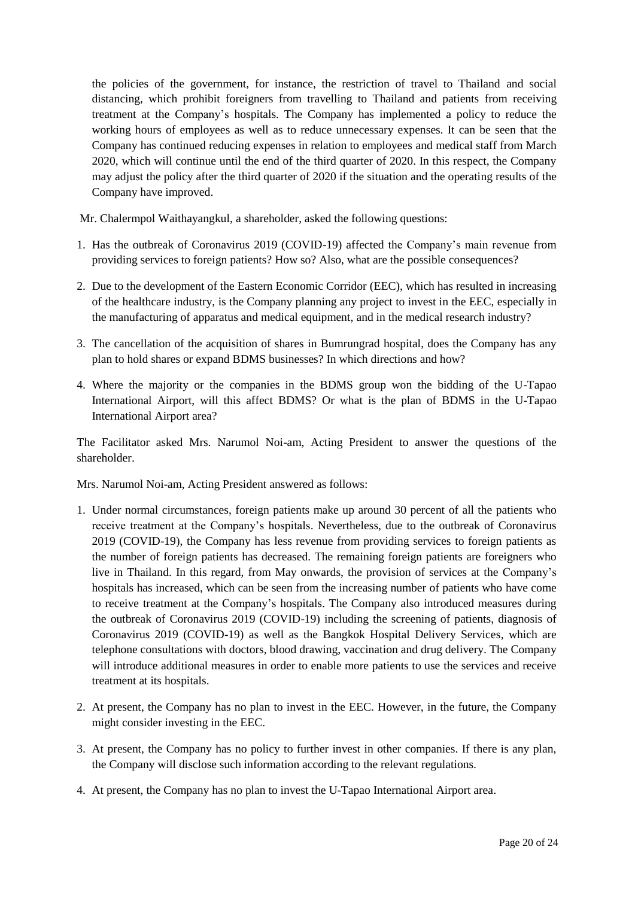the policies of the government, for instance, the restriction of travel to Thailand and social distancing, which prohibit foreigners from travelling to Thailand and patients from receiving treatment at the Company's hospitals. The Company has implemented a policy to reduce the working hours of employees as well as to reduce unnecessary expenses. It can be seen that the Company has continued reducing expenses in relation to employees and medical staff from March 2020, which will continue until the end of the third quarter of 2020. In this respect, the Company may adjust the policy after the third quarter of 2020 if the situation and the operating results of the Company have improved.

Mr. Chalermpol Waithayangkul, a shareholder, asked the following questions:

1. Has the outbreak of Coronavirus 2019 (COVID-19) affected the Company's main revenue from providing services to foreign patients? How so? Also, what are the possible consequences?
2. Due to the development of the Eastern Economic Corridor (EEC), which has resulted in increasing of the healthcare industry, is the Company planning any project to invest in the EEC, especially in the manufacturing of apparatus and medical equipment, and in the medical research industry?
3. The cancellation of the acquisition of shares in Bumrungrad hospital, does the Company has any plan to hold shares or expand BDMS businesses? In which directions and how?
4. Where the majority or the companies in the BDMS group won the bidding of the U-Tapao International Airport, will this affect BDMS? Or what is the plan of BDMS in the U-Tapao International Airport area?

The Facilitator asked Mrs. Narumol Noi-am, Acting President to answer the questions of the shareholder.

Mrs. Narumol Noi-am, Acting President answered as follows:

1. Under normal circumstances, foreign patients make up around 30 percent of all the patients who receive treatment at the Company's hospitals. Nevertheless, due to the outbreak of Coronavirus 2019 (COVID-19), the Company has less revenue from providing services to foreign patients as the number of foreign patients has decreased. The remaining foreign patients are foreigners who live in Thailand. In this regard, from May onwards, the provision of services at the Company's hospitals has increased, which can be seen from the increasing number of patients who have come to receive treatment at the Company's hospitals. The Company also introduced measures during the outbreak of Coronavirus 2019 (COVID-19) including the screening of patients, diagnosis of Coronavirus 2019 (COVID-19) as well as the Bangkok Hospital Delivery Services, which are telephone consultations with doctors, blood drawing, vaccination and drug delivery. The Company will introduce additional measures in order to enable more patients to use the services and receive treatment at its hospitals.
2. At present, the Company has no plan to invest in the EEC. However, in the future, the Company might consider investing in the EEC.
3. At present, the Company has no policy to further invest in other companies. If there is any plan, the Company will disclose such information according to the relevant regulations.
4. At present, the Company has no plan to invest the U-Tapao International Airport area.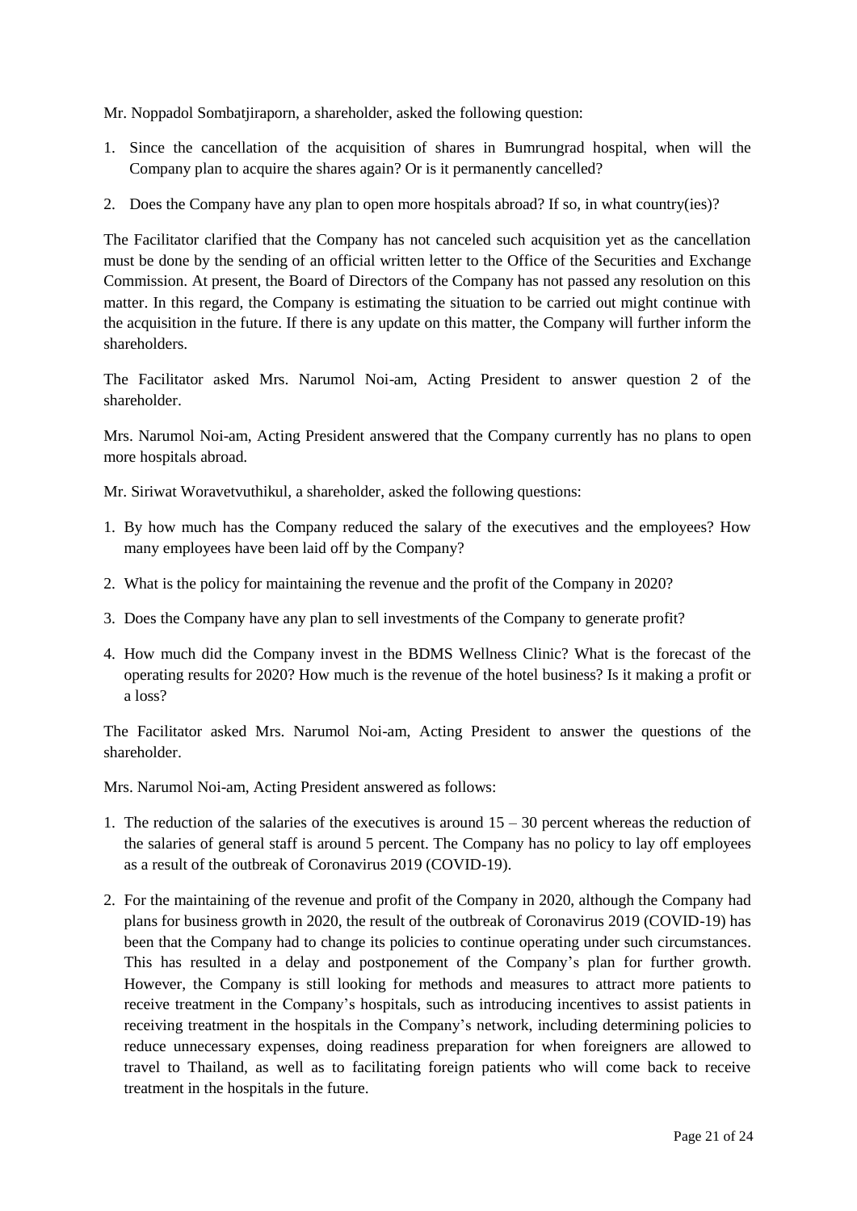Mr. Noppadol Sombatjiraporn, a shareholder, asked the following question:

1. Since the cancellation of the acquisition of shares in Bumrungrad hospital, when will the Company plan to acquire the shares again? Or is it permanently cancelled?
2. Does the Company have any plan to open more hospitals abroad? If so, in what country(ies)?

The Facilitator clarified that the Company has not canceled such acquisition yet as the cancellation must be done by the sending of an official written letter to the Office of the Securities and Exchange Commission. At present, the Board of Directors of the Company has not passed any resolution on this matter. In this regard, the Company is estimating the situation to be carried out might continue with the acquisition in the future. If there is any update on this matter, the Company will further inform the shareholders.

The Facilitator asked Mrs. Narumol Noi-am, Acting President to answer question 2 of the shareholder.

Mrs. Narumol Noi-am, Acting President answered that the Company currently has no plans to open more hospitals abroad.

Mr. Siriwat Woravetvuthikul, a shareholder, asked the following questions:

1. By how much has the Company reduced the salary of the executives and the employees? How many employees have been laid off by the Company?
2. What is the policy for maintaining the revenue and the profit of the Company in 2020?
3. Does the Company have any plan to sell investments of the Company to generate profit?
4. How much did the Company invest in the BDMS Wellness Clinic? What is the forecast of the operating results for 2020? How much is the revenue of the hotel business? Is it making a profit or a loss?

The Facilitator asked Mrs. Narumol Noi-am, Acting President to answer the questions of the shareholder.

Mrs. Narumol Noi-am, Acting President answered as follows:

1. The reduction of the salaries of the executives is around 15 – 30 percent whereas the reduction of the salaries of general staff is around 5 percent. The Company has no policy to lay off employees as a result of the outbreak of Coronavirus 2019 (COVID-19).
2. For the maintaining of the revenue and profit of the Company in 2020, although the Company had plans for business growth in 2020, the result of the outbreak of Coronavirus 2019 (COVID-19) has been that the Company had to change its policies to continue operating under such circumstances. This has resulted in a delay and postponement of the Company's plan for further growth. However, the Company is still looking for methods and measures to attract more patients to receive treatment in the Company's hospitals, such as introducing incentives to assist patients in receiving treatment in the hospitals in the Company's network, including determining policies to reduce unnecessary expenses, doing readiness preparation for when foreigners are allowed to travel to Thailand, as well as to facilitating foreign patients who will come back to receive treatment in the hospitals in the future.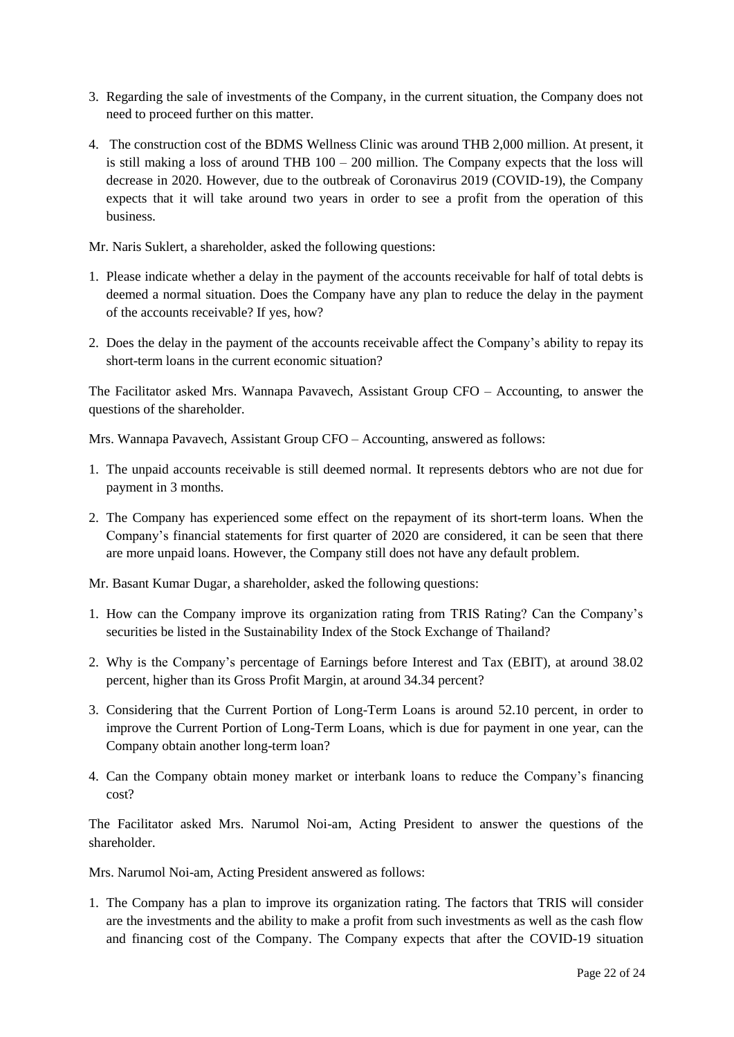3. Regarding the sale of investments of the Company, in the current situation, the Company does not need to proceed further on this matter.

4. The construction cost of the BDMS Wellness Clinic was around THB 2,000 million. At present, it is still making a loss of around THB 100 – 200 million. The Company expects that the loss will decrease in 2020. However, due to the outbreak of Coronavirus 2019 (COVID-19), the Company expects that it will take around two years in order to see a profit from the operation of this business.

Mr. Naris Suklert, a shareholder, asked the following questions:

1. Please indicate whether a delay in the payment of the accounts receivable for half of total debts is deemed a normal situation. Does the Company have any plan to reduce the delay in the payment of the accounts receivable? If yes, how?

2. Does the delay in the payment of the accounts receivable affect the Company's ability to repay its short-term loans in the current economic situation?

The Facilitator asked Mrs. Wannapa Pavavech, Assistant Group CFO – Accounting, to answer the questions of the shareholder.

Mrs. Wannapa Pavavech, Assistant Group CFO – Accounting, answered as follows:

1. The unpaid accounts receivable is still deemed normal. It represents debtors who are not due for payment in 3 months.

2. The Company has experienced some effect on the repayment of its short-term loans. When the Company's financial statements for first quarter of 2020 are considered, it can be seen that there are more unpaid loans. However, the Company still does not have any default problem.

Mr. Basant Kumar Dugar, a shareholder, asked the following questions:

1. How can the Company improve its organization rating from TRIS Rating? Can the Company's securities be listed in the Sustainability Index of the Stock Exchange of Thailand?

2. Why is the Company's percentage of Earnings before Interest and Tax (EBIT), at around 38.02 percent, higher than its Gross Profit Margin, at around 34.34 percent?

3. Considering that the Current Portion of Long-Term Loans is around 52.10 percent, in order to improve the Current Portion of Long-Term Loans, which is due for payment in one year, can the Company obtain another long-term loan?

4. Can the Company obtain money market or interbank loans to reduce the Company's financing cost?

The Facilitator asked Mrs. Narumol Noi-am, Acting President to answer the questions of the shareholder.

Mrs. Narumol Noi-am, Acting President answered as follows:

1. The Company has a plan to improve its organization rating. The factors that TRIS will consider are the investments and the ability to make a profit from such investments as well as the cash flow and financing cost of the Company. The Company expects that after the COVID-19 situation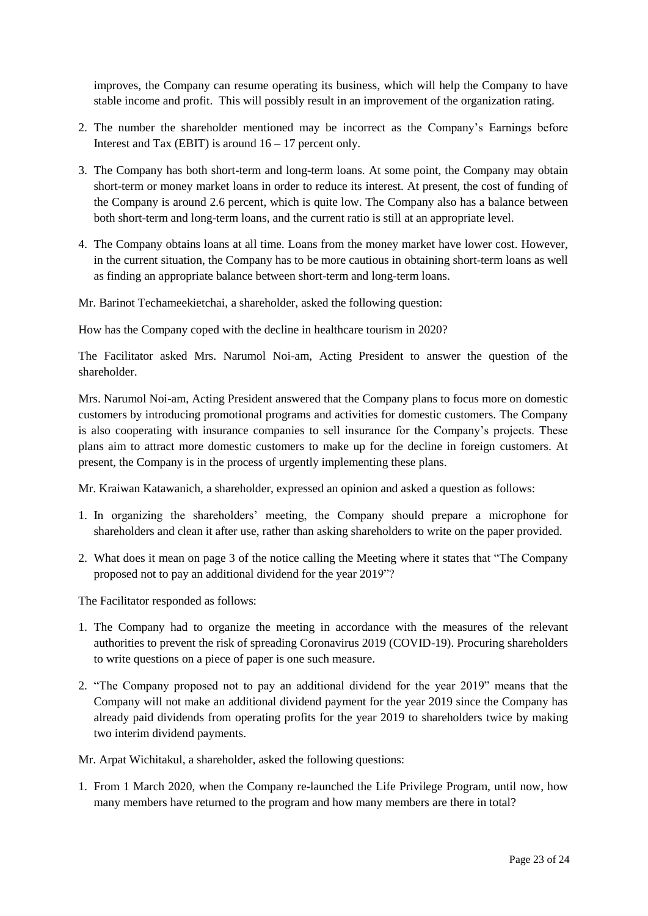improves, the Company can resume operating its business, which will help the Company to have stable income and profit. This will possibly result in an improvement of the organization rating.

2. The number the shareholder mentioned may be incorrect as the Company's Earnings before Interest and Tax (EBIT) is around 16 – 17 percent only.
3. The Company has both short-term and long-term loans. At some point, the Company may obtain short-term or money market loans in order to reduce its interest. At present, the cost of funding of the Company is around 2.6 percent, which is quite low. The Company also has a balance between both short-term and long-term loans, and the current ratio is still at an appropriate level.
4. The Company obtains loans at all time. Loans from the money market have lower cost. However, in the current situation, the Company has to be more cautious in obtaining short-term loans as well as finding an appropriate balance between short-term and long-term loans.

Mr. Barinot Techameekietchai, a shareholder, asked the following question:

How has the Company coped with the decline in healthcare tourism in 2020?

The Facilitator asked Mrs. Narumol Noi-am, Acting President to answer the question of the shareholder.

Mrs. Narumol Noi-am, Acting President answered that the Company plans to focus more on domestic customers by introducing promotional programs and activities for domestic customers. The Company is also cooperating with insurance companies to sell insurance for the Company's projects. These plans aim to attract more domestic customers to make up for the decline in foreign customers. At present, the Company is in the process of urgently implementing these plans.

Mr. Kraiwan Katawanich, a shareholder, expressed an opinion and asked a question as follows:

1. In organizing the shareholders' meeting, the Company should prepare a microphone for shareholders and clean it after use, rather than asking shareholders to write on the paper provided.
2. What does it mean on page 3 of the notice calling the Meeting where it states that "The Company proposed not to pay an additional dividend for the year 2019"?

The Facilitator responded as follows:

1. The Company had to organize the meeting in accordance with the measures of the relevant authorities to prevent the risk of spreading Coronavirus 2019 (COVID-19). Procuring shareholders to write questions on a piece of paper is one such measure.
2. "The Company proposed not to pay an additional dividend for the year 2019" means that the Company will not make an additional dividend payment for the year 2019 since the Company has already paid dividends from operating profits for the year 2019 to shareholders twice by making two interim dividend payments.

Mr. Arpat Wichitakul, a shareholder, asked the following questions:

1. From 1 March 2020, when the Company re-launched the Life Privilege Program, until now, how many members have returned to the program and how many members are there in total?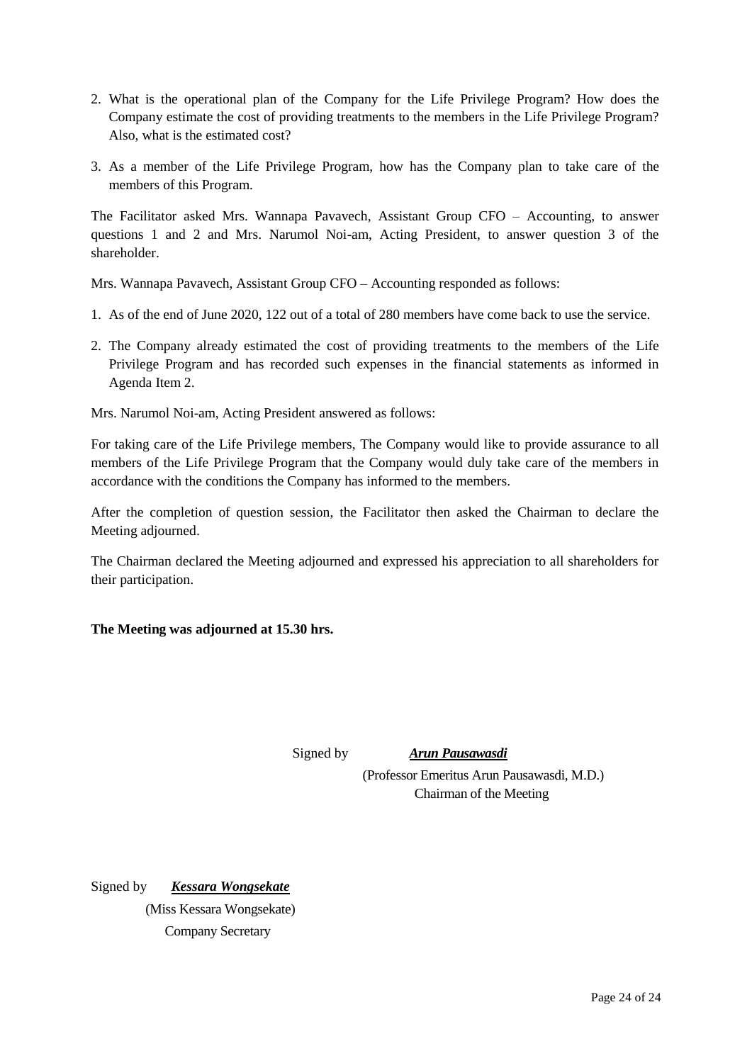2. What is the operational plan of the Company for the Life Privilege Program? How does the Company estimate the cost of providing treatments to the members in the Life Privilege Program? Also, what is the estimated cost?

3. As a member of the Life Privilege Program, how has the Company plan to take care of the members of this Program.

The Facilitator asked Mrs. Wannapa Pavavech, Assistant Group CFO – Accounting, to answer questions 1 and 2 and Mrs. Narumol Noi-am, Acting President, to answer question 3 of the shareholder.

Mrs. Wannapa Pavavech, Assistant Group CFO – Accounting responded as follows:

1. As of the end of June 2020, 122 out of a total of 280 members have come back to use the service.

2. The Company already estimated the cost of providing treatments to the members of the Life Privilege Program and has recorded such expenses in the financial statements as informed in Agenda Item 2.

Mrs. Narumol Noi-am, Acting President answered as follows:

For taking care of the Life Privilege members, The Company would like to provide assurance to all members of the Life Privilege Program that the Company would duly take care of the members in accordance with the conditions the Company has informed to the members.

After the completion of question session, the Facilitator then asked the Chairman to declare the Meeting adjourned.

The Chairman declared the Meeting adjourned and expressed his appreciation to all shareholders for their participation.

**The Meeting was adjourned at 15.30 hrs.**

Signed by ***Arun Pausawasdi***

(Professor Emeritus Arun Pausawasdi, M.D.)

Chairman of the Meeting

Signed by ***Kessara Wongsekate***

(Miss Kessara Wongsekate)

Company Secretary